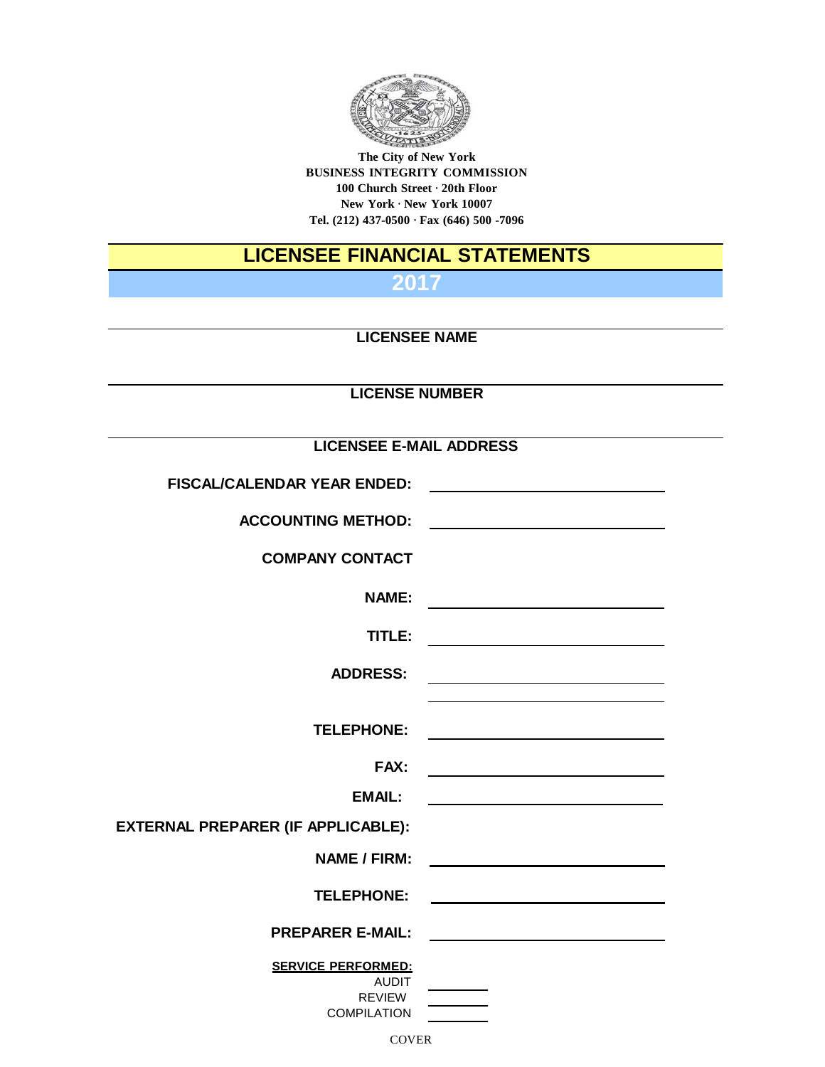**The City of New York**
**BUSINESS INTEGRITY COMMISSION**
**100 Church Street · 20th Floor**
**New York · New York 10007**
**Tel. (212) 437-0500 · Fax (646) 500 -7096**

# LICENSEE FINANCIAL STATEMENTS

## 2017

**LICENSEE NAME**

**LICENSE NUMBER**

**LICENSEE E-MAIL ADDRESS**

**FISCAL/CALENDAR YEAR ENDED:** ______________________

**ACCOUNTING METHOD:** ______________________

**COMPANY CONTACT**

**NAME:** ______________________

**TITLE:** ______________________

**ADDRESS:** ______________________
______________________

**TELEPHONE:** ______________________

**FAX:** ______________________

**EMAIL:** ______________________

**EXTERNAL PREPARER (IF APPLICABLE):**

**NAME / FIRM:** ______________________

**TELEPHONE:** ______________________

**PREPARER E-MAIL:** ______________________

**SERVICE PERFORMED:**

AUDIT ________
REVIEW ________
COMPILATION ________

COVER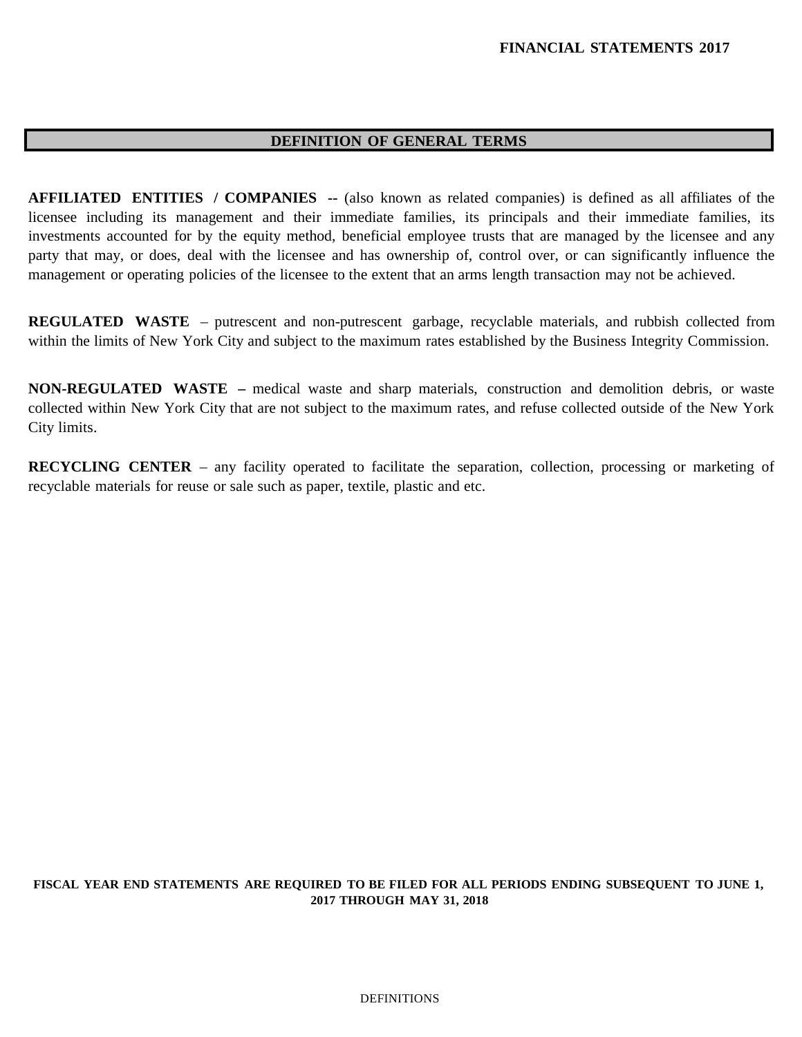## DEFINITION OF GENERAL TERMS

**AFFILIATED ENTITIES / COMPANIES --** (also known as related companies) is defined as all affiliates of the licensee including its management and their immediate families, its principals and their immediate families, its investments accounted for by the equity method, beneficial employee trusts that are managed by the licensee and any party that may, or does, deal with the licensee and has ownership of, control over, or can significantly influence the management or operating policies of the licensee to the extent that an arms length transaction may not be achieved.

**REGULATED WASTE** – putrescent and non-putrescent garbage, recyclable materials, and rubbish collected from within the limits of New York City and subject to the maximum rates established by the Business Integrity Commission.

**NON-REGULATED WASTE –** medical waste and sharp materials, construction and demolition debris, or waste collected within New York City that are not subject to the maximum rates, and refuse collected outside of the New York City limits.

**RECYCLING CENTER** – any facility operated to facilitate the separation, collection, processing or marketing of recyclable materials for reuse or sale such as paper, textile, plastic and etc.

**FISCAL YEAR END STATEMENTS ARE REQUIRED TO BE FILED FOR ALL PERIODS ENDING SUBSEQUENT TO JUNE 1, 2017 THROUGH MAY 31, 2018**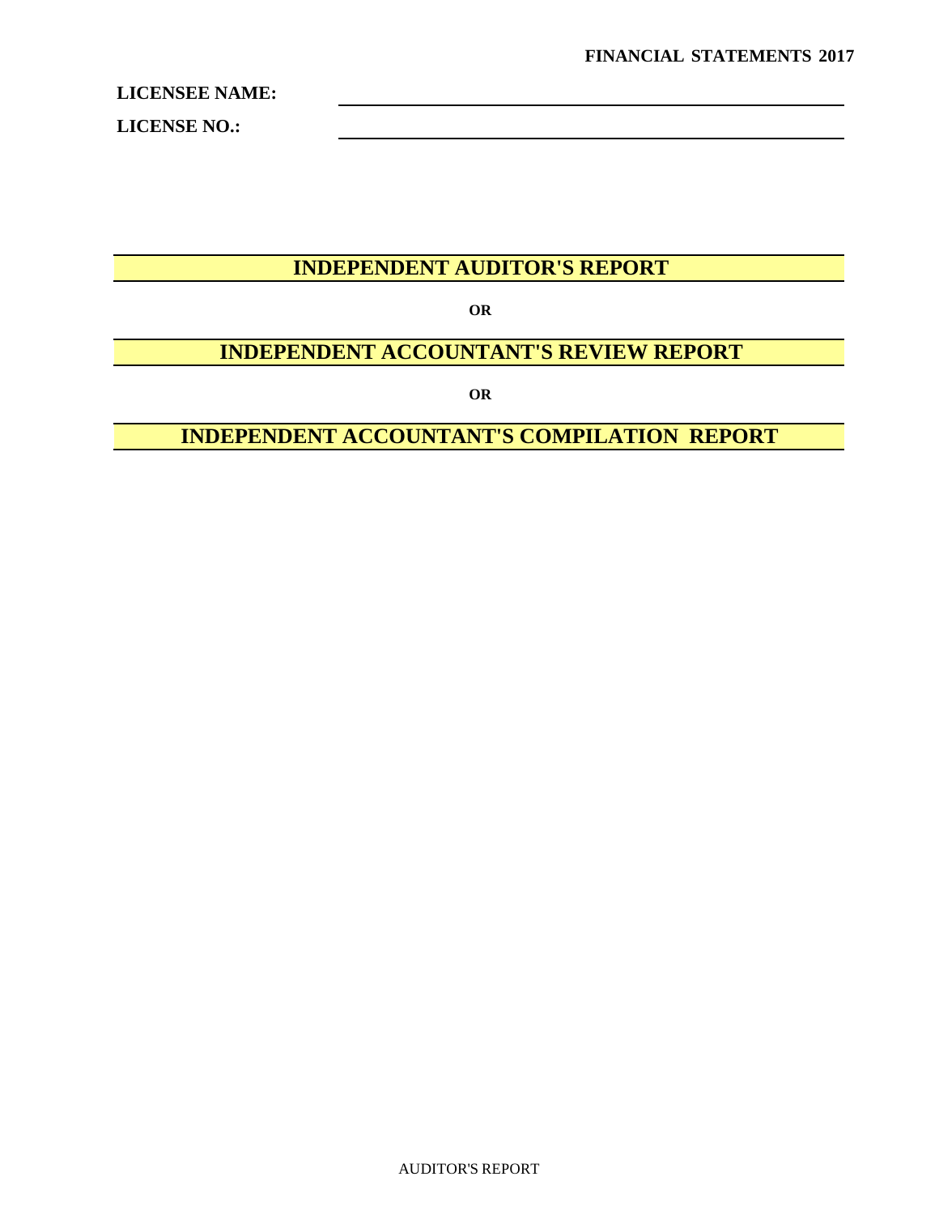**FINANCIAL STATEMENTS 2017**

**LICENSEE NAME:** \_\_\_\_\_\_\_\_\_\_\_\_\_\_\_\_\_\_\_\_\_\_\_\_\_\_\_\_\_\_\_\_\_\_\_\_\_\_\_\_

**LICENSE NO.:** \_\_\_\_\_\_\_\_\_\_\_\_\_\_\_\_\_\_\_\_\_\_\_\_\_\_\_\_\_\_\_\_\_\_\_\_\_\_\_\_

# INDEPENDENT AUDITOR'S REPORT

**OR**

# INDEPENDENT ACCOUNTANT'S REVIEW REPORT

**OR**

# INDEPENDENT ACCOUNTANT'S COMPILATION REPORT

AUDITOR'S REPORT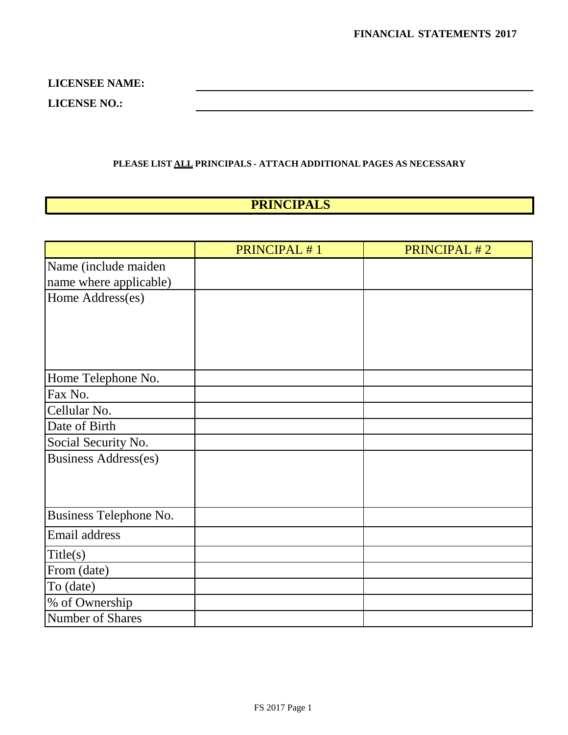**FINANCIAL STATEMENTS 2017**

**LICENSEE NAME:** ______________________________

**LICENSE NO.:** ______________________________

**PLEASE LIST ALL PRINCIPALS - ATTACH ADDITIONAL PAGES AS NECESSARY**

## PRINCIPALS

| | PRINCIPAL # 1 | PRINCIPAL # 2 |
|---|---|---|
| Name (include maiden name where applicable) | | |
| Home Address(es) | | |
| Home Telephone No. | | |
| Fax No. | | |
| Cellular No. | | |
| Date of Birth | | |
| Social Security No. | | |
| Business Address(es) | | |
| Business Telephone No. | | |
| Email address | | |
| Title(s) | | |
| From (date) | | |
| To (date) | | |
| % of Ownership | | |
| Number of Shares | | |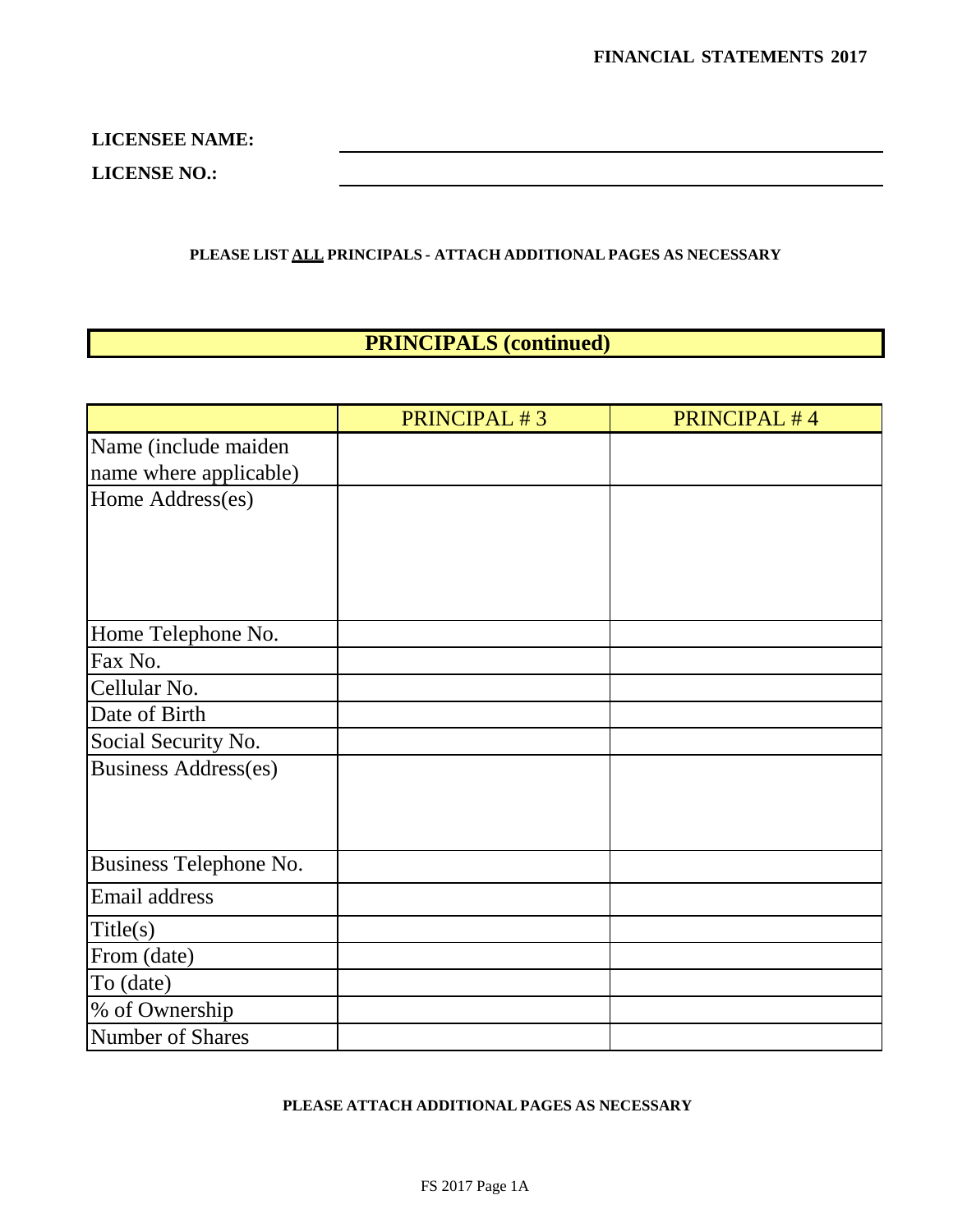**FINANCIAL STATEMENTS 2017**

**LICENSEE NAME:** ____________________________________________

**LICENSE NO.:** ____________________________________________

**PLEASE LIST ALL PRINCIPALS - ATTACH ADDITIONAL PAGES AS NECESSARY**

## PRINCIPALS (continued)

| | PRINCIPAL # 3 | PRINCIPAL # 4 |
|---|---|---|
| Name (include maiden name where applicable) | | |
| Home Address(es) | | |
| Home Telephone No. | | |
| Fax No. | | |
| Cellular No. | | |
| Date of Birth | | |
| Social Security No. | | |
| Business Address(es) | | |
| Business Telephone No. | | |
| Email address | | |
| Title(s) | | |
| From (date) | | |
| To (date) | | |
| % of Ownership | | |
| Number of Shares | | |

**PLEASE ATTACH ADDITIONAL PAGES AS NECESSARY**

FS 2017 Page 1A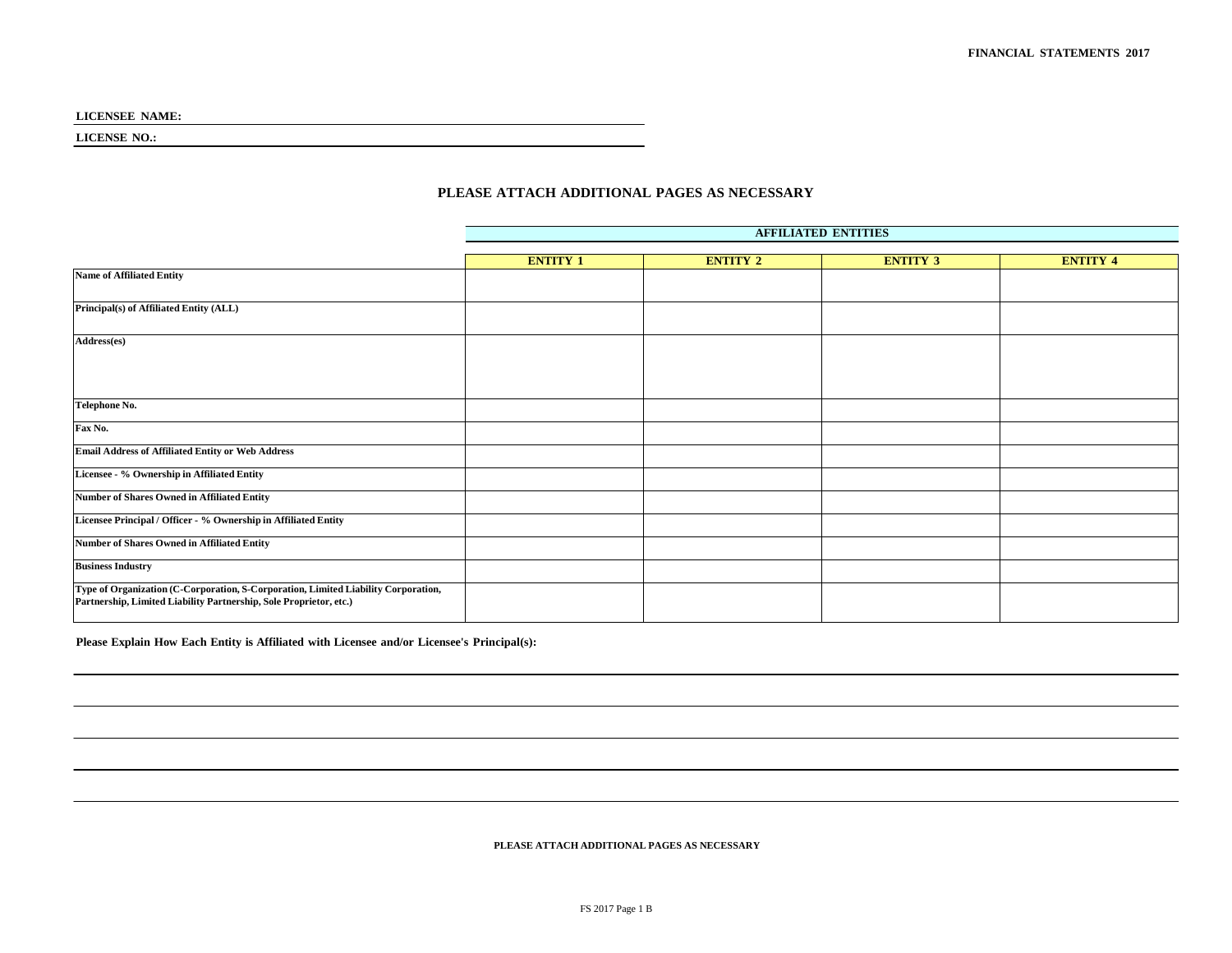**LICENSEE NAME:**

**LICENSEE NO.:**

## PLEASE ATTACH ADDITIONAL PAGES AS NECESSARY

| | AFFILIATED ENTITIES | | | |
|---|---|---|---|---|
| | **ENTITY 1** | **ENTITY 2** | **ENTITY 3** | **ENTITY 4** |
| **Name of Affiliated Entity** | | | | |
| **Principal(s) of Affiliated Entity (ALL)** | | | | |
| **Address(es)** | | | | |
| **Telephone No.** | | | | |
| **Fax No.** | | | | |
| **Email Address of Affiliated Entity or Web Address** | | | | |
| **Licensee - % Ownership in Affiliated Entity** | | | | |
| **Number of Shares Owned in Affiliated Entity** | | | | |
| **Licensee Principal / Officer - % Ownership in Affiliated Entity** | | | | |
| **Number of Shares Owned in Affiliated Entity** | | | | |
| **Business Industry** | | | | |
| **Type of Organization (C-Corporation, S-Corporation, Limited Liability Corporation, Partnership, Limited Liability Partnership, Sole Proprietor, etc.)** | | | | |

**Please Explain How Each Entity is Affiliated with Licensee and/or Licensee's Principal(s):**

**PLEASE ATTACH ADDITIONAL PAGES AS NECESSARY**

FS 2017 Page 1 B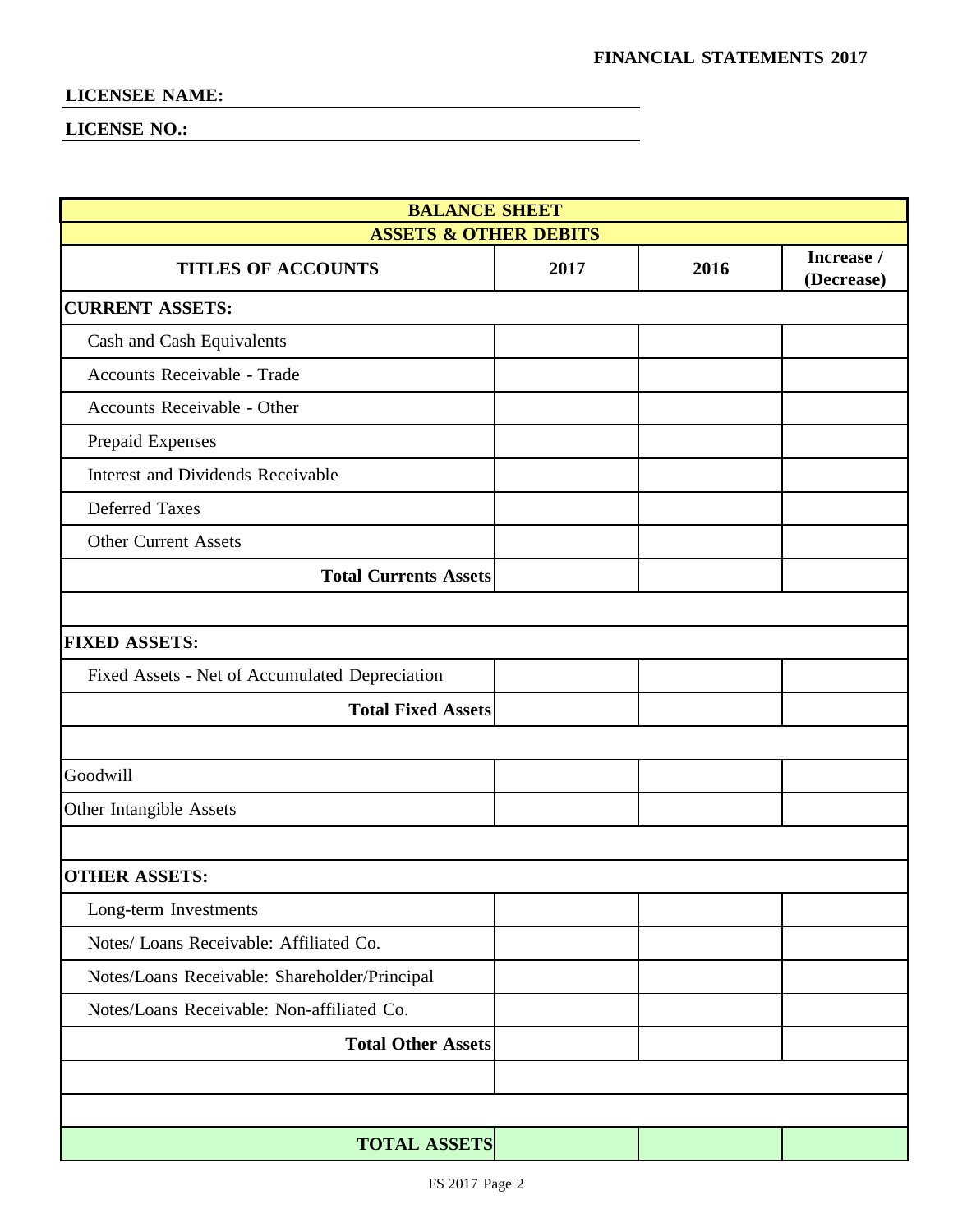**FINANCIAL STATEMENTS 2017**

**LICENSEE NAME:** \_\_\_\_\_\_\_\_\_\_\_\_\_\_\_\_\_\_\_\_\_\_\_\_\_\_\_\_\_\_\_\_\_\_\_\_\_\_\_\_\_\_

**LICENSE NO.:** \_\_\_\_\_\_\_\_\_\_\_\_\_\_\_\_\_\_\_\_\_\_\_\_\_\_\_\_\_\_\_\_\_\_\_\_\_\_\_\_\_\_

## BALANCE SHEET

### ASSETS & OTHER DEBITS

| TITLES OF ACCOUNTS | 2017 | 2016 | Increase / (Decrease) |
|---|---|---|---|
| **CURRENT ASSETS:** | | | |
| Cash and Cash Equivalents | | | |
| Accounts Receivable - Trade | | | |
| Accounts Receivable - Other | | | |
| Prepaid Expenses | | | |
| Interest and Dividends Receivable | | | |
| Deferred Taxes | | | |
| Other Current Assets | | | |
| **Total Currents Assets** | | | |
| | | | |
| **FIXED ASSETS:** | | | |
| Fixed Assets - Net of Accumulated Depreciation | | | |
| **Total Fixed Assets** | | | |
| | | | |
| Goodwill | | | |
| Other Intangible Assets | | | |
| | | | |
| **OTHER ASSETS:** | | | |
| Long-term Investments | | | |
| Notes/ Loans Receivable: Affiliated Co. | | | |
| Notes/Loans Receivable: Shareholder/Principal | | | |
| Notes/Loans Receivable: Non-affiliated Co. | | | |
| **Total Other Assets** | | | |
| | | | |
| | | | |
| **TOTAL ASSETS** | | | |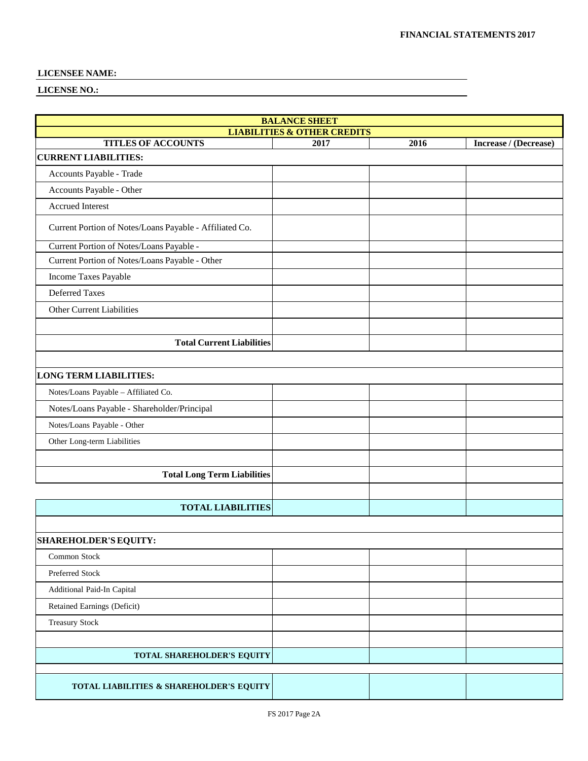**FINANCIAL STATEMENTS 2017**

**LICENSEE NAME:**

**LICENSE NO.:**

| **BALANCE SHEET** | | | |
|---|---|---|---|
| **LIABILITIES & OTHER CREDITS** | | | |
| **TITLES OF ACCOUNTS** | **2017** | **2016** | **Increase / (Decrease)** |
| **CURRENT LIABILITIES:** | | | |
| Accounts Payable - Trade | | | |
| Accounts Payable - Other | | | |
| Accrued Interest | | | |
| Current Portion of Notes/Loans Payable - Affiliated Co. | | | |
| Current Portion of Notes/Loans Payable - | | | |
| Current Portion of Notes/Loans Payable - Other | | | |
| Income Taxes Payable | | | |
| Deferred Taxes | | | |
| Other Current Liabilities | | | |
| | | | |
| **Total Current Liabilities** | | | |
| | | | |
| **LONG TERM LIABILITIES:** | | | |
| Notes/Loans Payable – Affiliated Co. | | | |
| Notes/Loans Payable - Shareholder/Principal | | | |
| Notes/Loans Payable - Other | | | |
| Other Long-term Liabilities | | | |
| | | | |
| **Total Long Term Liabilities** | | | |
| | | | |
| **TOTAL LIABILITIES** | | | |
| | | | |
| **SHAREHOLDER'S EQUITY:** | | | |
| Common Stock | | | |
| Preferred Stock | | | |
| Additional Paid-In Capital | | | |
| Retained Earnings (Deficit) | | | |
| Treasury Stock | | | |
| | | | |
| **TOTAL SHAREHOLDER'S EQUITY** | | | |
| | | | |
| **TOTAL LIABILITIES & SHAREHOLDER'S EQUITY** | | | |

FS 2017 Page 2A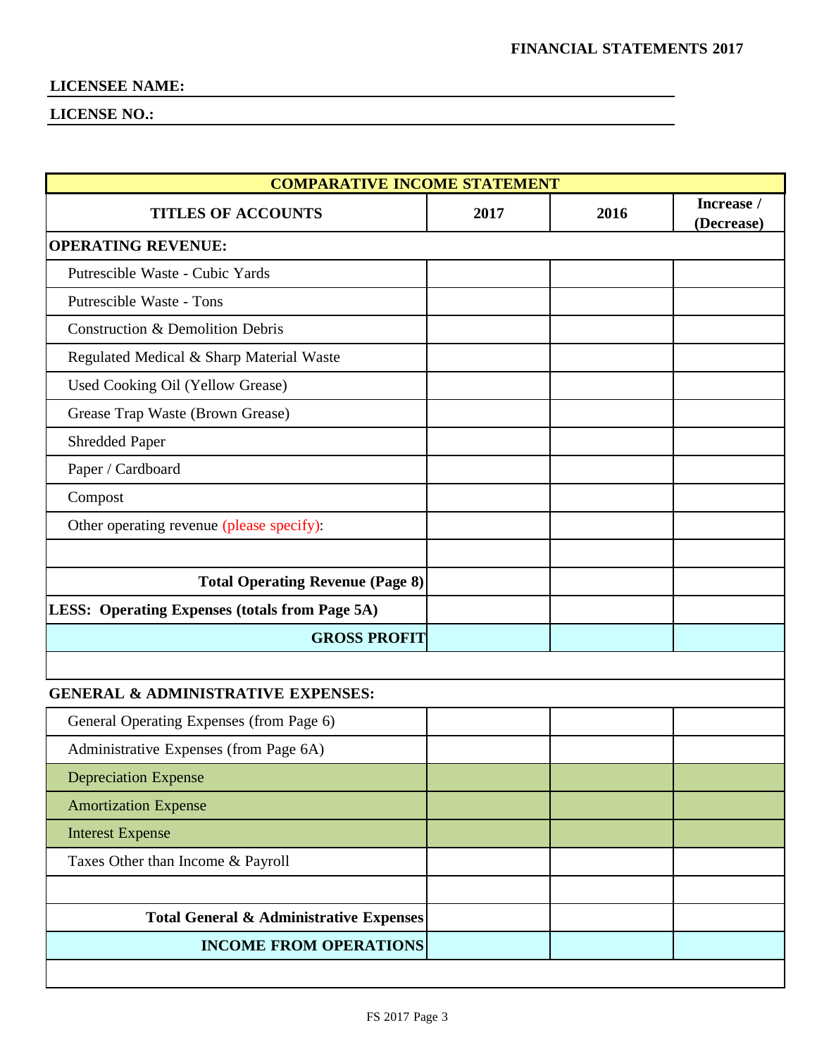**FINANCIAL STATEMENTS 2017**

**LICENSEE NAME:**

**LICENSE NO.:**

| **COMPARATIVE INCOME STATEMENT** | | | |
|---|---|---|---|
| **TITLES OF ACCOUNTS** | **2017** | **2016** | **Increase / (Decrease)** |
| **OPERATING REVENUE:** | | | |
| Putrescible Waste - Cubic Yards | | | |
| Putrescible Waste - Tons | | | |
| Construction & Demolition Debris | | | |
| Regulated Medical & Sharp Material Waste | | | |
| Used Cooking Oil (Yellow Grease) | | | |
| Grease Trap Waste (Brown Grease) | | | |
| Shredded Paper | | | |
| Paper / Cardboard | | | |
| Compost | | | |
| Other operating revenue (please specify): | | | |
| | | | |
| **Total Operating Revenue (Page 8)** | | | |
| **LESS: Operating Expenses (totals from Page 5A)** | | | |
| **GROSS PROFIT** | | | |
| | | | |
| **GENERAL & ADMINISTRATIVE EXPENSES:** | | | |
| General Operating Expenses (from Page 6) | | | |
| Administrative Expenses (from Page 6A) | | | |
| Depreciation Expense | | | |
| Amortization Expense | | | |
| Interest Expense | | | |
| Taxes Other than Income & Payroll | | | |
| | | | |
| **Total General & Administrative Expenses** | | | |
| **INCOME FROM OPERATIONS** | | | |
| | | | |

FS 2017 Page 3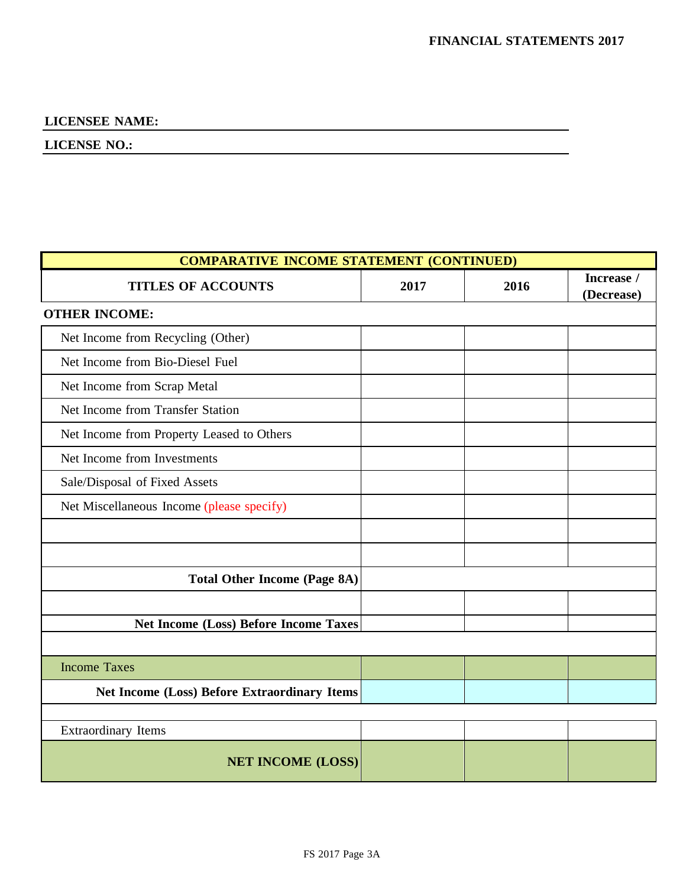**FINANCIAL STATEMENTS 2017**

**LICENSEE NAME:**

**LICENSE NO.:**

| **COMPARATIVE INCOME STATEMENT (CONTINUED)** | | | |
|---|---|---|---|
| **TITLES OF ACCOUNTS** | **2017** | **2016** | **Increase / (Decrease)** |
| **OTHER INCOME:** | | | |
| Net Income from Recycling (Other) | | | |
| Net Income from Bio-Diesel Fuel | | | |
| Net Income from Scrap Metal | | | |
| Net Income from Transfer Station | | | |
| Net Income from Property Leased to Others | | | |
| Net Income from Investments | | | |
| Sale/Disposal of Fixed Assets | | | |
| Net Miscellaneous Income (please specify) | | | |
| | | | |
| | | | |
| **Total Other Income (Page 8A)** | | | |
| | | | |
| **Net Income (Loss) Before Income Taxes** | | | |
| | | | |
| Income Taxes | | | |
| **Net Income (Loss) Before Extraordinary Items** | | | |
| | | | |
| Extraordinary Items | | | |
| **NET INCOME (LOSS)** | | | |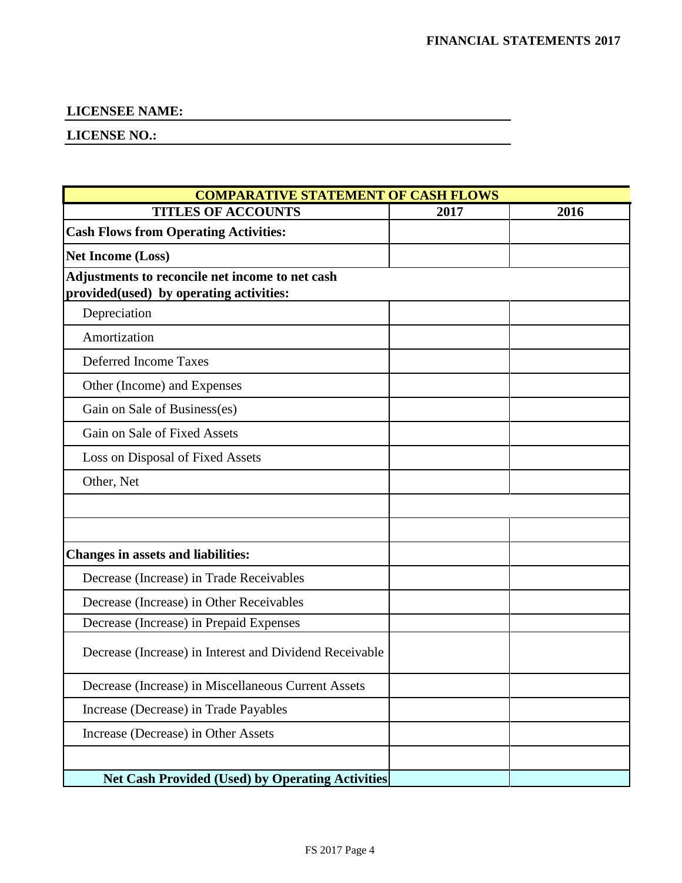**LICENSEE NAME:**

**LICENSE NO.:**

| COMPARATIVE STATEMENT OF CASH FLOWS | | |
|---|---|---|
| **TITLES OF ACCOUNTS** | **2017** | **2016** |
| **Cash Flows from Operating Activities:** | | |
| **Net Income (Loss)** | | |
| **Adjustments to reconcile net income to net cash provided(used) by operating activities:** | | |
| Depreciation | | |
| Amortization | | |
| Deferred Income Taxes | | |
| Other (Income) and Expenses | | |
| Gain on Sale of Business(es) | | |
| Gain on Sale of Fixed Assets | | |
| Loss on Disposal of Fixed Assets | | |
| Other, Net | | |
| | | |
| | | |
| **Changes in assets and liabilities:** | | |
| Decrease (Increase) in Trade Receivables | | |
| Decrease (Increase) in Other Receivables | | |
| Decrease (Increase) in Prepaid Expenses | | |
| Decrease (Increase) in Interest and Dividend Receivable | | |
| Decrease (Increase) in Miscellaneous Current Assets | | |
| Increase (Decrease) in Trade Payables | | |
| Increase (Decrease) in Other Assets | | |
| | | |
| **Net Cash Provided (Used) by Operating Activities** | | |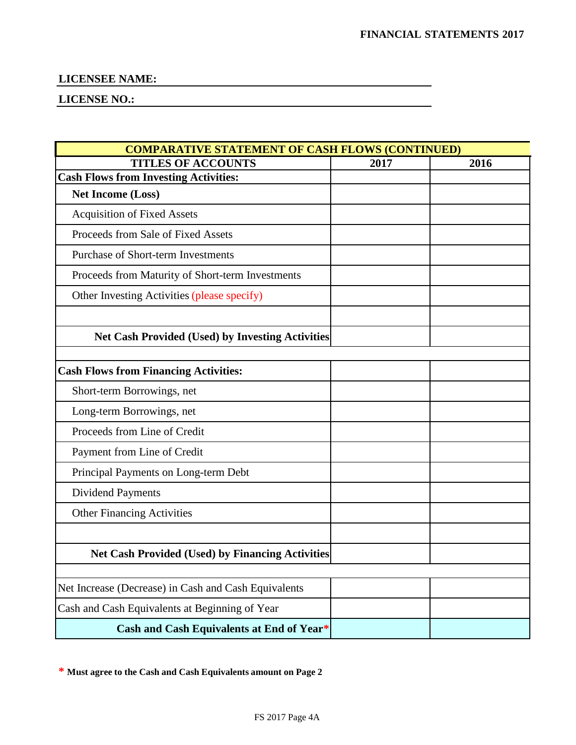**LICENSEE NAME:**

**LICENSE NO.:**

| **COMPARATIVE STATEMENT OF CASH FLOWS (CONTINUED)** | | |
|---|---|---|
| **TITLES OF ACCOUNTS** | **2017** | **2016** |
| **Cash Flows from Investing Activities:** | | |
| **Net Income (Loss)** | | |
| Acquisition of Fixed Assets | | |
| Proceeds from Sale of Fixed Assets | | |
| Purchase of Short-term Investments | | |
| Proceeds from Maturity of Short-term Investments | | |
| Other Investing Activities (please specify) | | |
| | | |
| **Net Cash Provided (Used) by Investing Activities** | | |
| | | |
| **Cash Flows from Financing Activities:** | | |
| Short-term Borrowings, net | | |
| Long-term Borrowings, net | | |
| Proceeds from Line of Credit | | |
| Payment from Line of Credit | | |
| Principal Payments on Long-term Debt | | |
| Dividend Payments | | |
| Other Financing Activities | | |
| | | |
| **Net Cash Provided (Used) by Financing Activities** | | |
| | | |
| Net Increase (Decrease) in Cash and Cash Equivalents | | |
| Cash and Cash Equivalents at Beginning of Year | | |
| **Cash and Cash Equivalents at End of Year*** | | |

* **Must agree to the Cash and Cash Equivalents amount on Page 2**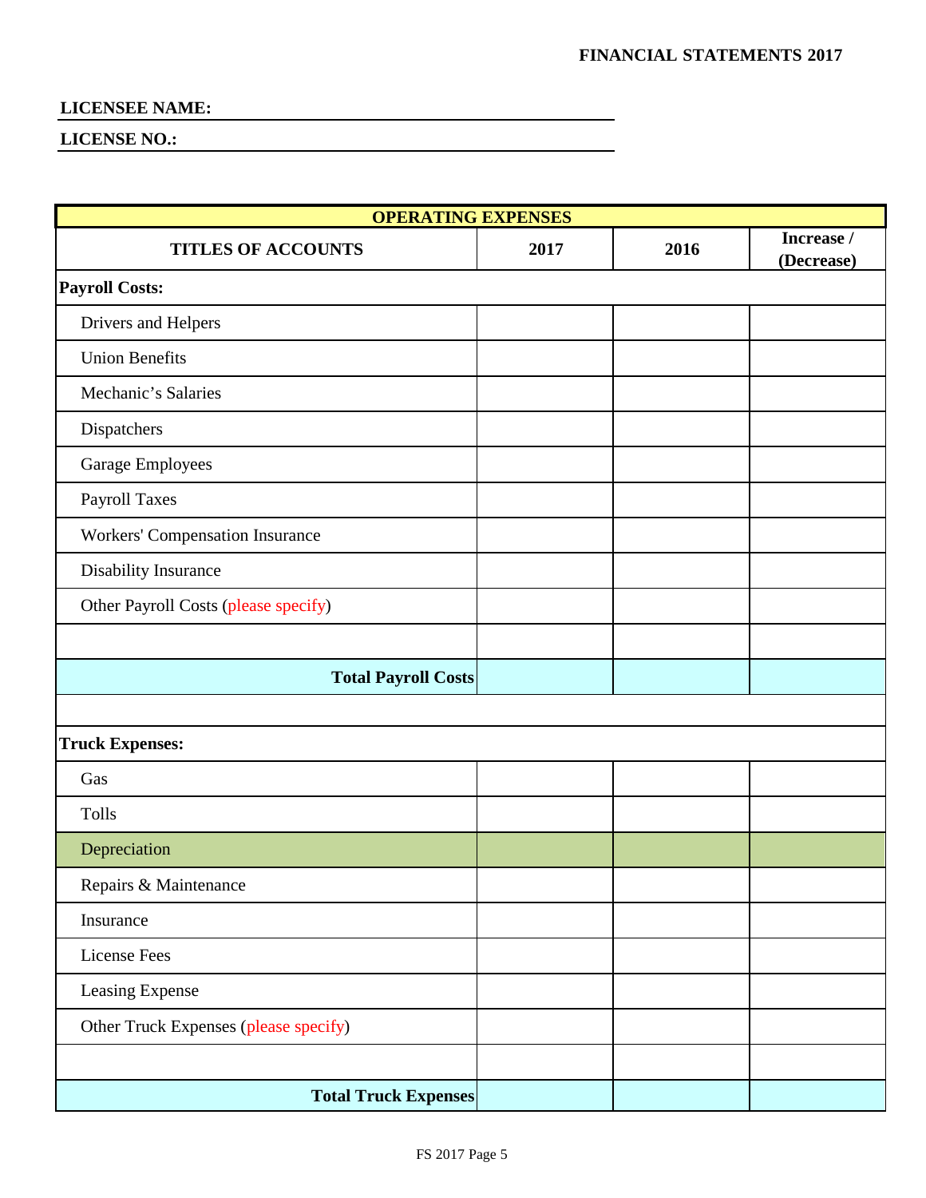**LICENSEE NAME:** ______________________________

**LICENSE NO.:** ______________________________

| OPERATING EXPENSES | | | |
|---|---|---|---|
| **TITLES OF ACCOUNTS** | **2017** | **2016** | **Increase / (Decrease)** |
| **Payroll Costs:** | | | |
| Drivers and Helpers | | | |
| Union Benefits | | | |
| Mechanic's Salaries | | | |
| Dispatchers | | | |
| Garage Employees | | | |
| Payroll Taxes | | | |
| Workers' Compensation Insurance | | | |
| Disability Insurance | | | |
| Other Payroll Costs (please specify) | | | |
| | | | |
| **Total Payroll Costs** | | | |
| | | | |
| **Truck Expenses:** | | | |
| Gas | | | |
| Tolls | | | |
| Depreciation | | | |
| Repairs & Maintenance | | | |
| Insurance | | | |
| License Fees | | | |
| Leasing Expense | | | |
| Other Truck Expenses (please specify) | | | |
| | | | |
| **Total Truck Expenses** | | | |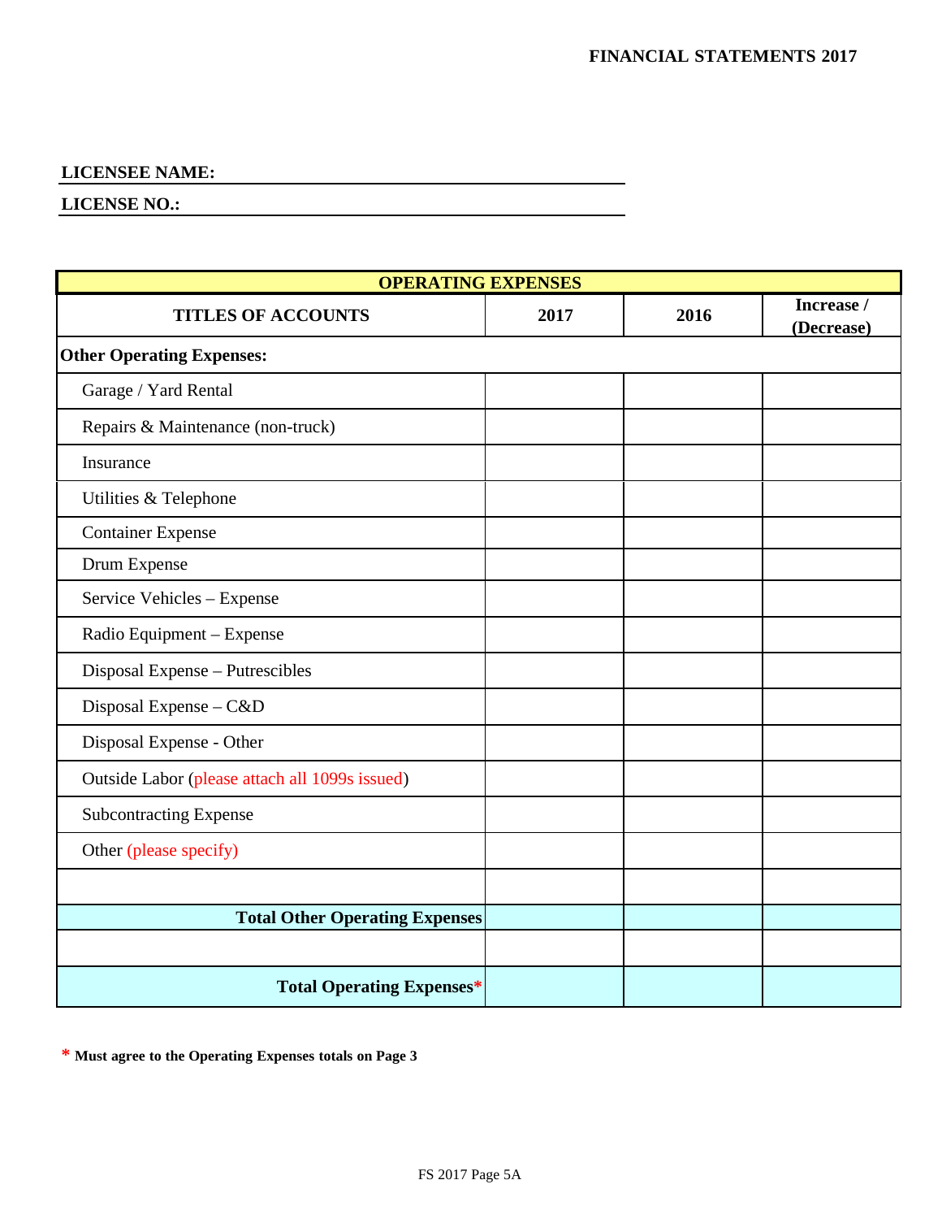**FINANCIAL STATEMENTS 2017**

**LICENSEE NAME:** ______________________________

**LICENSE NO.:** ______________________________

| **OPERATING EXPENSES** | | | |
|---|---|---|---|
| **TITLES OF ACCOUNTS** | **2017** | **2016** | **Increase / (Decrease)** |
| **Other Operating Expenses:** | | | |
| Garage / Yard Rental | | | |
| Repairs & Maintenance (non-truck) | | | |
| Insurance | | | |
| Utilities & Telephone | | | |
| Container Expense | | | |
| Drum Expense | | | |
| Service Vehicles – Expense | | | |
| Radio Equipment – Expense | | | |
| Disposal Expense – Putrescibles | | | |
| Disposal Expense – C&D | | | |
| Disposal Expense - Other | | | |
| Outside Labor (please attach all 1099s issued) | | | |
| Subcontracting Expense | | | |
| Other (please specify) | | | |
| | | | |
| **Total Other Operating Expenses** | | | |
| | | | |
| **Total Operating Expenses*** | | | |

**\* Must agree to the Operating Expenses totals on Page 3**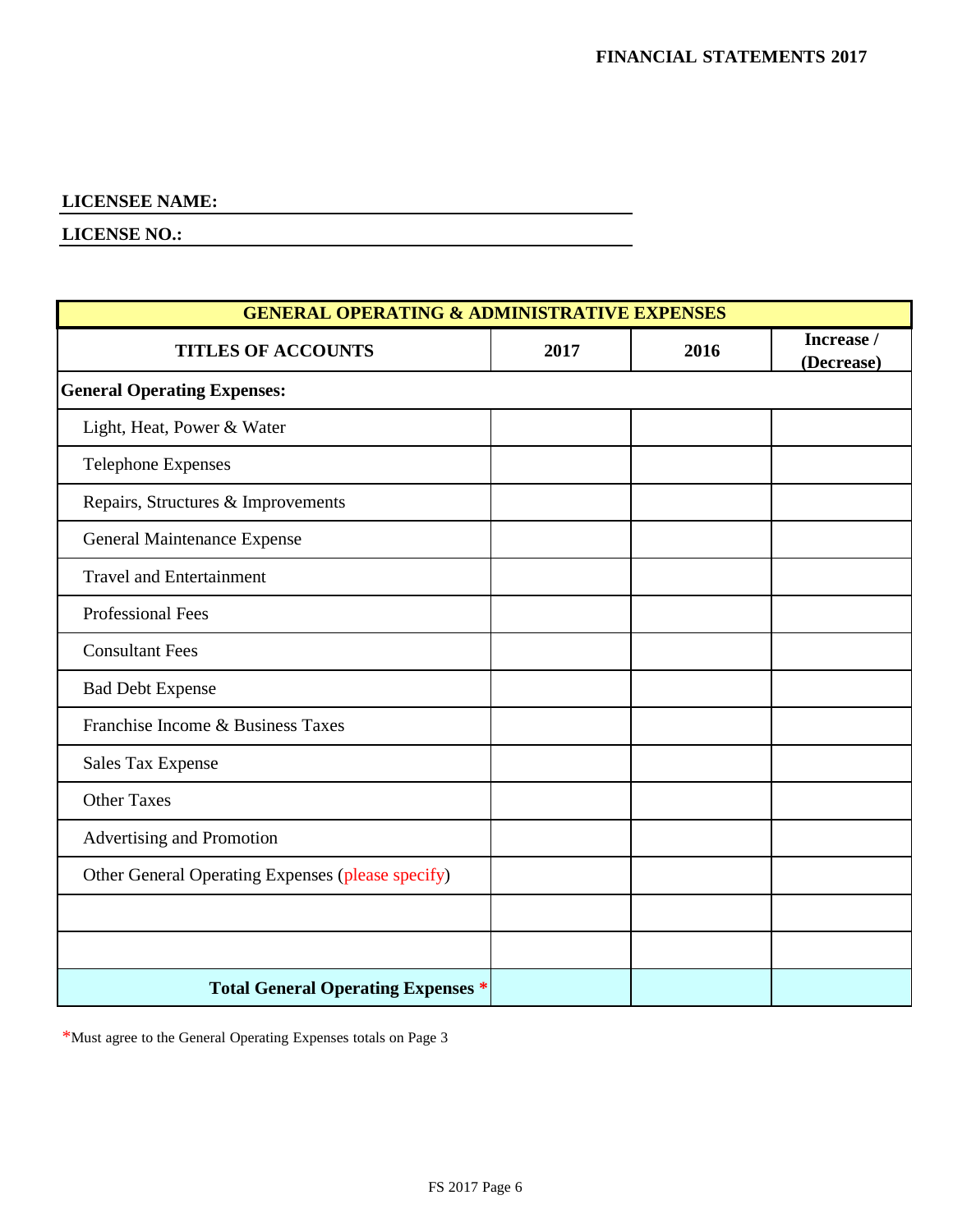**FINANCIAL STATEMENTS 2017**

**LICENSEE NAME:** ______________________________

**LICENSE NO.:** ______________________________

| GENERAL OPERATING & ADMINISTRATIVE EXPENSES | | | |
|---|---|---|---|
| **TITLES OF ACCOUNTS** | **2017** | **2016** | **Increase / (Decrease)** |
| **General Operating Expenses:** | | | |
| Light, Heat, Power & Water | | | |
| Telephone Expenses | | | |
| Repairs, Structures & Improvements | | | |
| General Maintenance Expense | | | |
| Travel and Entertainment | | | |
| Professional Fees | | | |
| Consultant Fees | | | |
| Bad Debt Expense | | | |
| Franchise Income & Business Taxes | | | |
| Sales Tax Expense | | | |
| Other Taxes | | | |
| Advertising and Promotion | | | |
| Other General Operating Expenses (please specify) | | | |
| | | | |
| | | | |
| **Total General Operating Expenses *** | | | |

*Must agree to the General Operating Expenses totals on Page 3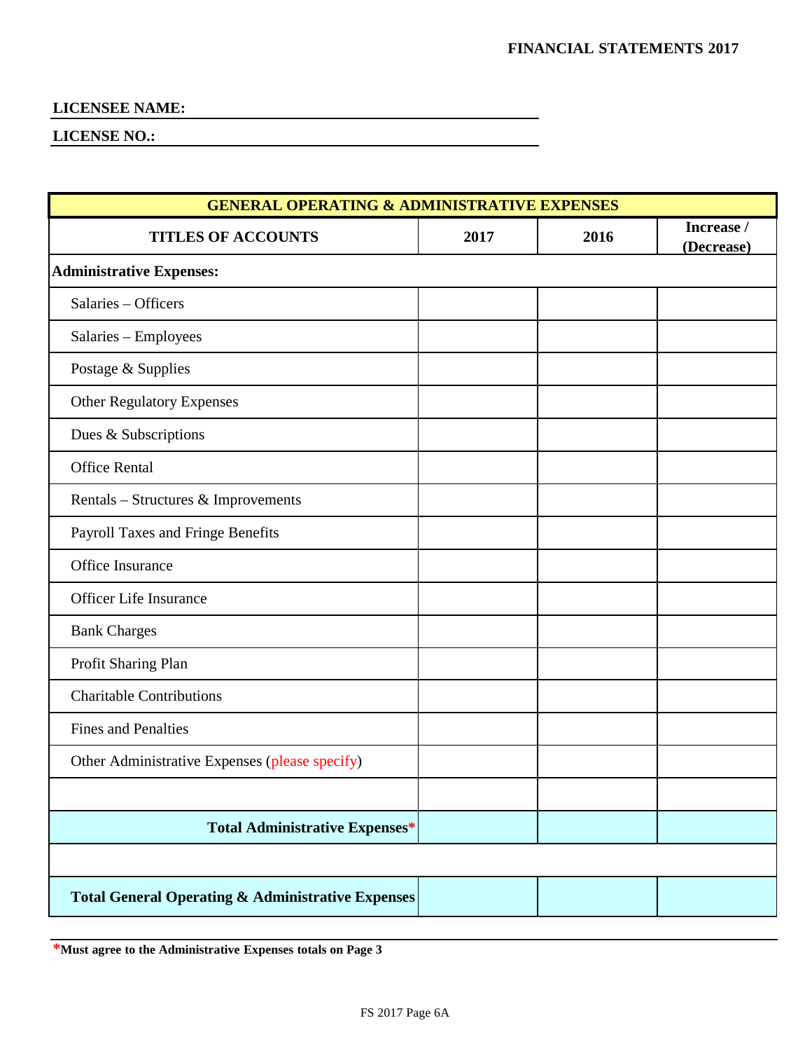**FINANCIAL STATEMENTS 2017**

**LICENSEE NAME:** ______________________________

**LICENSE NO.:** ______________________________

| GENERAL OPERATING & ADMINISTRATIVE EXPENSES | | | |
|---|---|---|---|
| **TITLES OF ACCOUNTS** | **2017** | **2016** | **Increase / (Decrease)** |
| **Administrative Expenses:** | | | |
| Salaries – Officers | | | |
| Salaries – Employees | | | |
| Postage & Supplies | | | |
| Other Regulatory Expenses | | | |
| Dues & Subscriptions | | | |
| Office Rental | | | |
| Rentals – Structures & Improvements | | | |
| Payroll Taxes and Fringe Benefits | | | |
| Office Insurance | | | |
| Officer Life Insurance | | | |
| Bank Charges | | | |
| Profit Sharing Plan | | | |
| Charitable Contributions | | | |
| Fines and Penalties | | | |
| Other Administrative Expenses (please specify) | | | |
| | | | |
| **Total Administrative Expenses*** | | | |
| | | | |
| **Total General Operating & Administrative Expenses** | | | |

***Must agree to the Administrative Expenses totals on Page 3**

FS 2017 Page 6A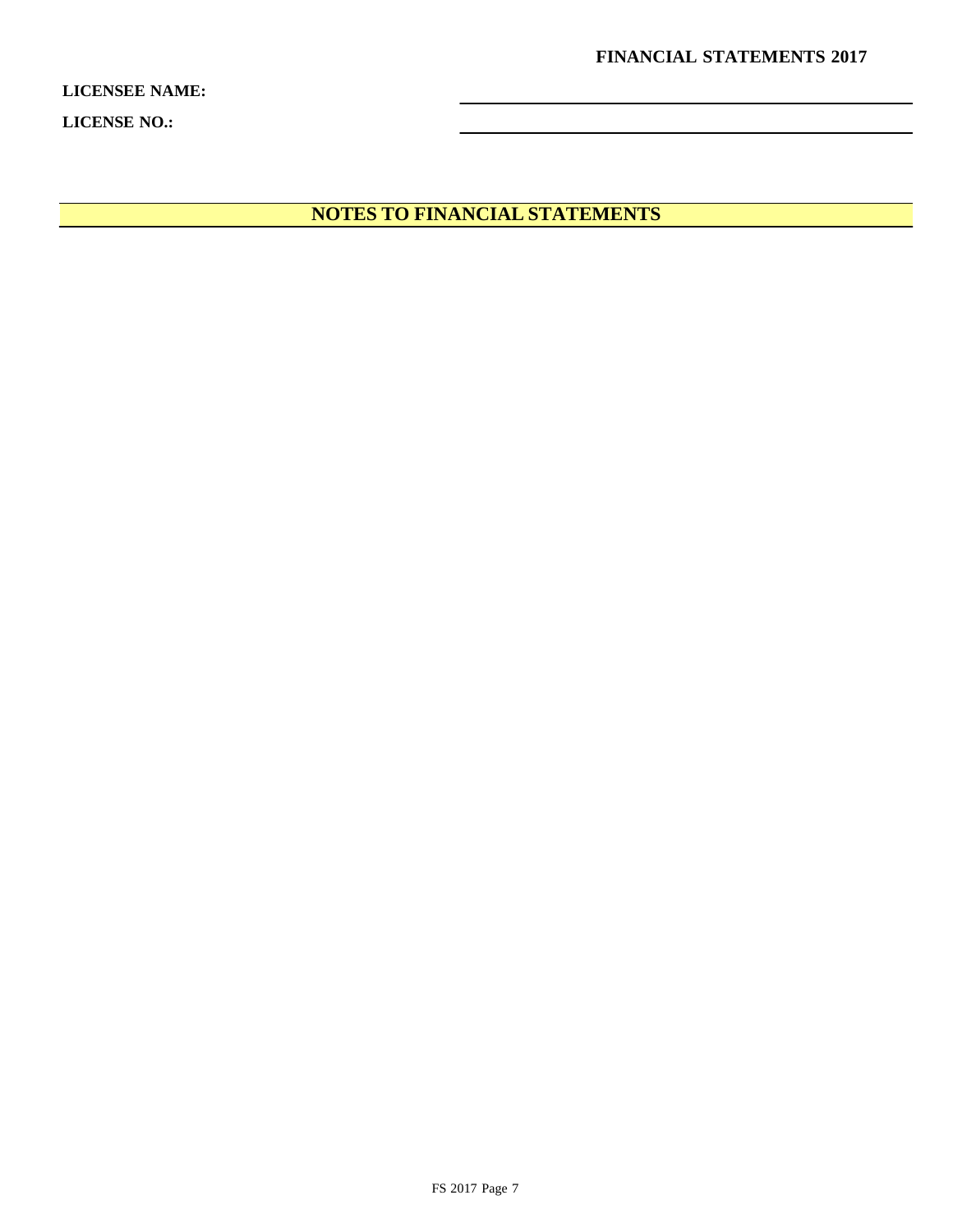**FINANCIAL STATEMENTS 2017**

**LICENSEE NAME:** \_\_\_\_\_\_\_\_\_\_\_\_\_\_\_\_\_\_\_\_\_\_\_\_\_\_\_\_\_\_\_\_\_\_\_\_\_\_\_\_

**LICENSE NO.:** \_\_\_\_\_\_\_\_\_\_\_\_\_\_\_\_\_\_\_\_\_\_\_\_\_\_\_\_\_\_\_\_\_\_\_\_\_\_\_\_

## NOTES TO FINANCIAL STATEMENTS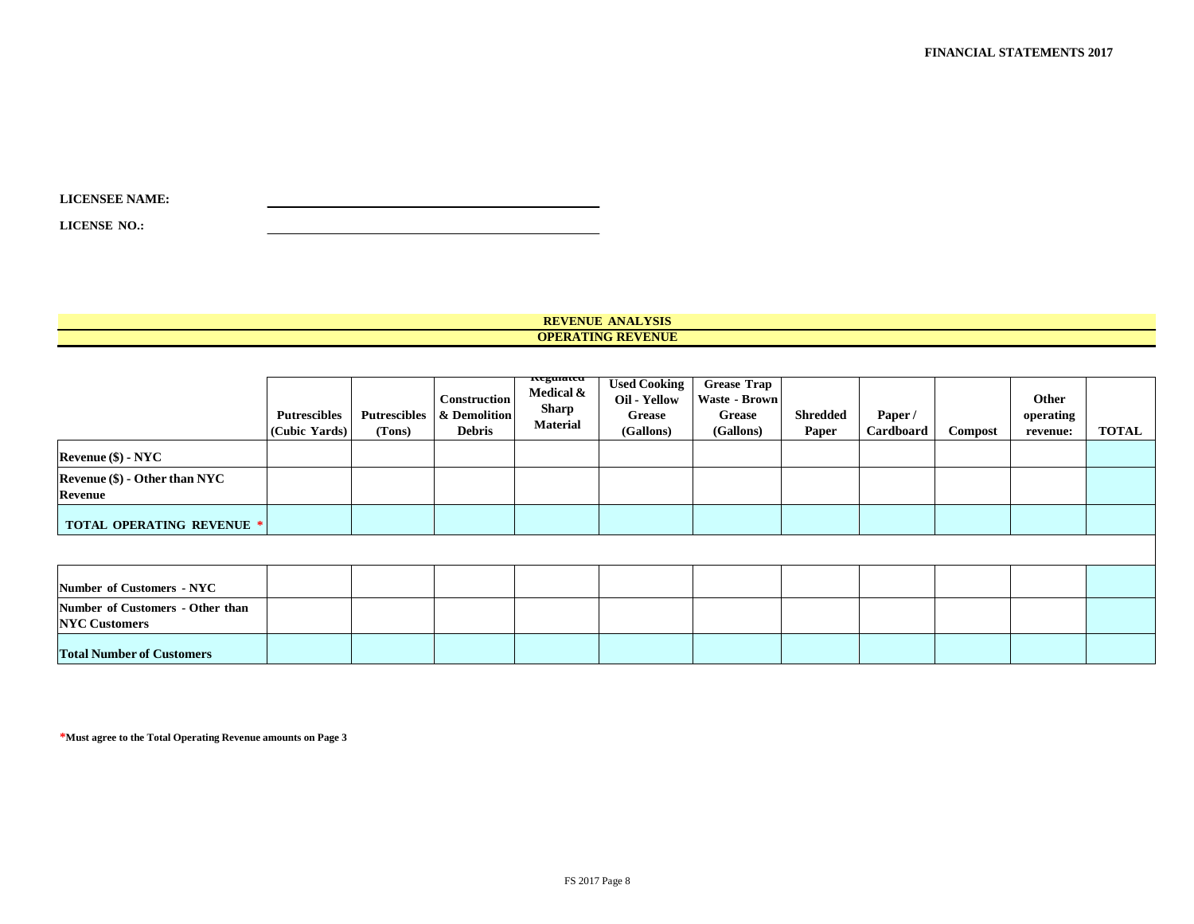**LICENSEE NAME:** ______________________

**LICENSE NO.:** ______________________

## REVENUE ANALYSIS
## OPERATING REVENUE

| | Putrescibles (Cubic Yards) | Putrescibles (Tons) | Construction & Demolition Debris | Regulated Medical & Sharp Material | Used Cooking Oil - Yellow Grease (Gallons) | Grease Trap Waste - Brown Grease (Gallons) | Shredded Paper | Paper / Cardboard | Compost | Other operating revenue: | TOTAL |
|---|---|---|---|---|---|---|---|---|---|---|---|
| Revenue ($) - NYC | | | | | | | | | | | |
| Revenue ($) - Other than NYC Revenue | | | | | | | | | | | |
| TOTAL OPERATING REVENUE * | | | | | | | | | | | |
| | | | | | | | | | | | |
| Number of Customers - NYC | | | | | | | | | | | |
| Number of Customers - Other than NYC Customers | | | | | | | | | | | |
| Total Number of Customers | | | | | | | | | | | |

*Must agree to the Total Operating Revenue amounts on Page 3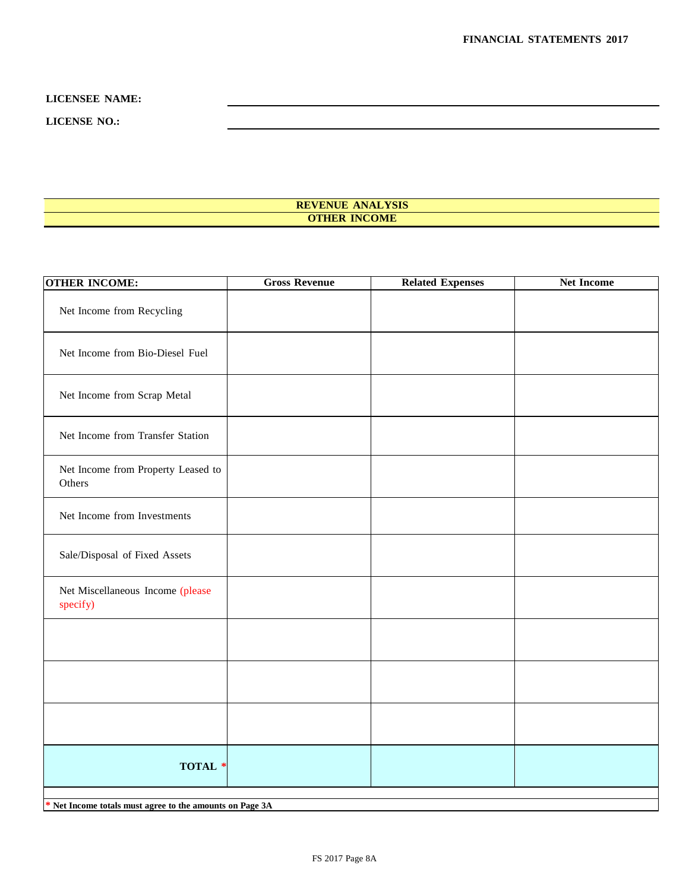**FINANCIAL STATEMENTS 2017**

**LICENSEE NAME:** ______________________________

**LICENSE NO.:** ______________________________

## REVENUE ANALYSIS
## OTHER INCOME

| OTHER INCOME: | Gross Revenue | Related Expenses | Net Income |
|---|---|---|---|
| Net Income from Recycling | | | |
| Net Income from Bio-Diesel Fuel | | | |
| Net Income from Scrap Metal | | | |
| Net Income from Transfer Station | | | |
| Net Income from Property Leased to Others | | | |
| Net Income from Investments | | | |
| Sale/Disposal of Fixed Assets | | | |
| Net Miscellaneous Income (please specify) | | | |
| | | | |
| | | | |
| | | | |
| **TOTAL** * | | | |

**\* Net Income totals must agree to the amounts on Page 3A**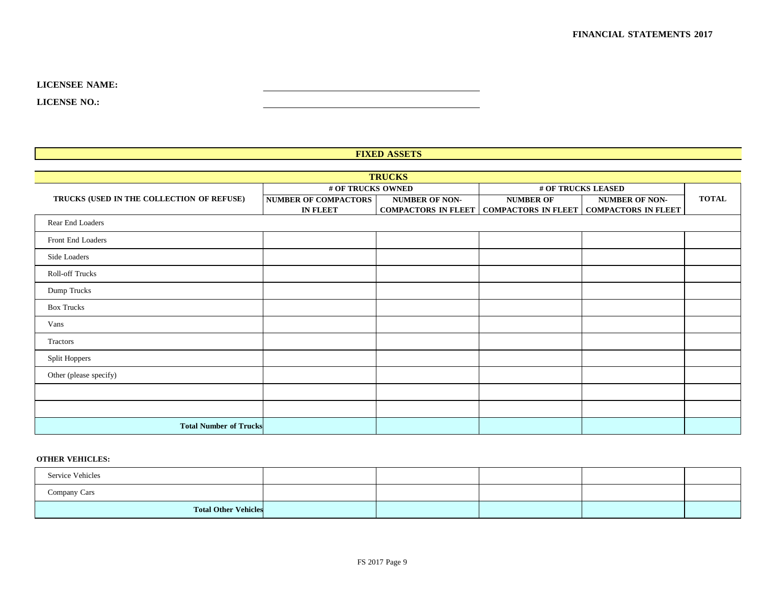**LICENSEE NAME:** ______________________________

**LICENSE NO.:** ______________________________

## FIXED ASSETS

### TRUCKS

| TRUCKS (USED IN THE COLLECTION OF REFUSE) | # OF TRUCKS OWNED | | # OF TRUCKS LEASED | | TOTAL |
|---|---|---|---|---|---|
| | NUMBER OF COMPACTORS IN FLEET | NUMBER OF NON-COMPACTORS IN FLEET | NUMBER OF COMPACTORS IN FLEET | NUMBER OF NON-COMPACTORS IN FLEET | |
| Rear End Loaders | | | | | |
| Front End Loaders | | | | | |
| Side Loaders | | | | | |
| Roll-off Trucks | | | | | |
| Dump Trucks | | | | | |
| Box Trucks | | | | | |
| Vans | | | | | |
| Tractors | | | | | |
| Split Hoppers | | | | | |
| Other (please specify) | | | | | |
| | | | | | |
| | | | | | |
| **Total Number of Trucks** | | | | | |

**OTHER VEHICLES:**

| | | | | | |
|---|---|---|---|---|---|
| Service Vehicles | | | | | |
| Company Cars | | | | | |
| **Total Other Vehicles** | | | | | |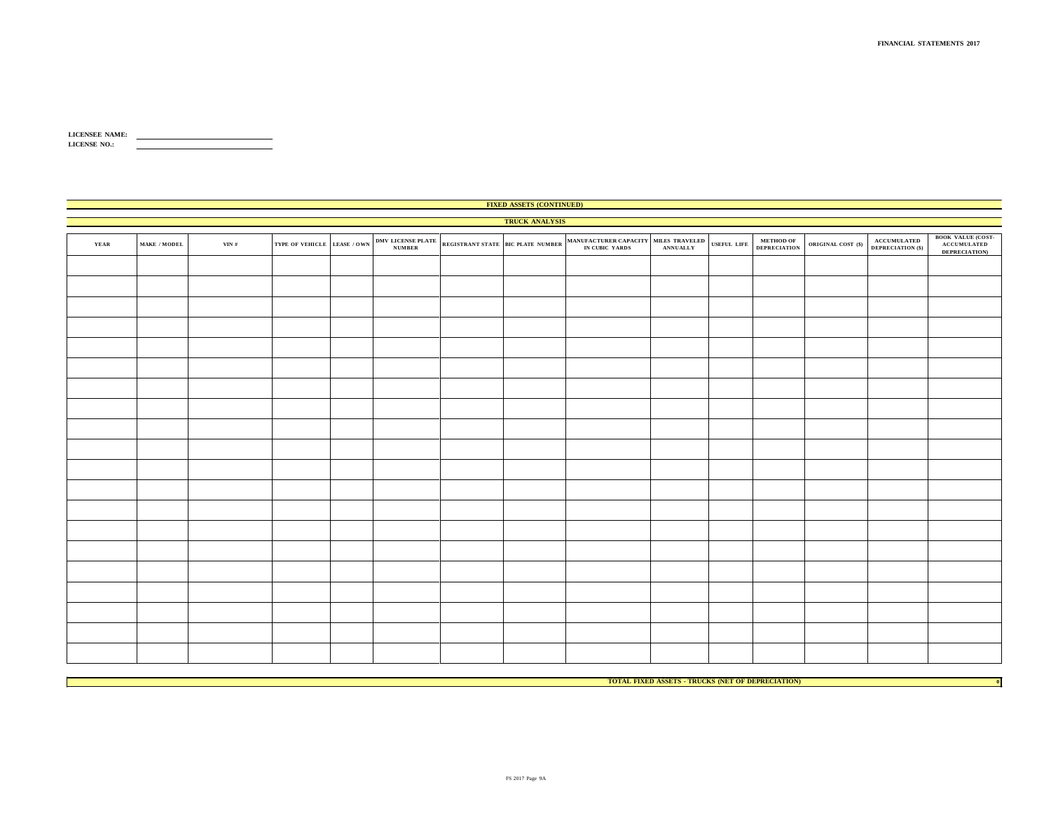**LICENSEE NAME:** \_\_\_\_\_\_\_\_\_\_\_\_\_\_\_\_\_\_\_\_\_\_\_\_\_\_\_\_\_\_

**LICENSE NO.:** \_\_\_\_\_\_\_\_\_\_\_\_\_\_\_\_\_\_\_\_\_\_\_\_\_\_\_\_\_\_

## FIXED ASSETS (CONTINUED)

### TRUCK ANALYSIS

| YEAR | MAKE / MODEL | VIN # | TYPE OF VEHICLE | LEASE / OWN | DMV LICENSE PLATE NUMBER | REGISTRANT STATE | BIC PLATE NUMBER | MANUFACTURER CAPACITY IN CUBIC YARDS | MILES TRAVELED ANNUALLY | USEFUL LIFE | METHOD OF DEPRECIATION | ORIGINAL COST ($) | ACCUMULATED DEPRECIATION ($) | BOOK VALUE (COST- ACCUMULATED DEPRECIATION) |
|---|---|---|---|---|---|---|---|---|---|---|---|---|---|---|
| | | | | | | | | | | | | | | |
| | | | | | | | | | | | | | | |
| | | | | | | | | | | | | | | |
| | | | | | | | | | | | | | | |
| | | | | | | | | | | | | | | |
| | | | | | | | | | | | | | | |
| | | | | | | | | | | | | | | |
| | | | | | | | | | | | | | | |
| | | | | | | | | | | | | | | |
| | | | | | | | | | | | | | | |
| | | | | | | | | | | | | | | |
| | | | | | | | | | | | | | | |
| | | | | | | | | | | | | | | |
| | | | | | | | | | | | | | | |
| | | | | | | | | | | | | | | |
| | | | | | | | | | | | | | | |
| | | | | | | | | | | | | | | |
| | | | | | | | | | | | | | | |
| | | | | | | | | | | | | | | |
| | | | | | | | | | | | | | | |

**TOTAL FIXED ASSETS - TRUCKS (NET OF DEPRECIATION)** 0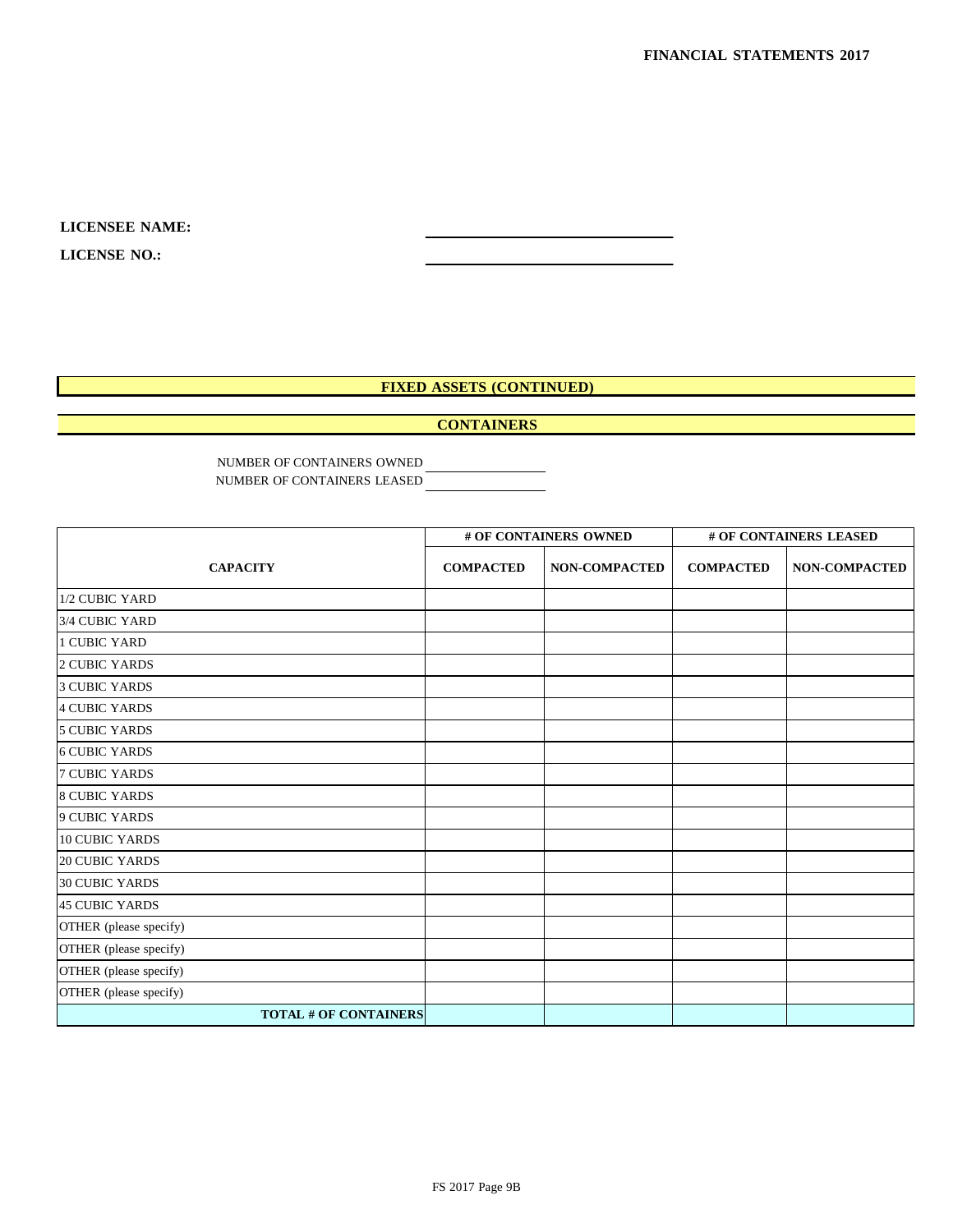**LICENSEE NAME:** ______________________________

**LICENSE NO.:** ______________________________

## FIXED ASSETS (CONTINUED)

## CONTAINERS

NUMBER OF CONTAINERS OWNED ________________

NUMBER OF CONTAINERS LEASED ________________

| CAPACITY | # OF CONTAINERS OWNED | | # OF CONTAINERS LEASED | |
|---|---|---|---|---|
| | COMPACTED | NON-COMPACTED | COMPACTED | NON-COMPACTED |
| 1/2 CUBIC YARD | | | | |
| 3/4 CUBIC YARD | | | | |
| 1 CUBIC YARD | | | | |
| 2 CUBIC YARDS | | | | |
| 3 CUBIC YARDS | | | | |
| 4 CUBIC YARDS | | | | |
| 5 CUBIC YARDS | | | | |
| 6 CUBIC YARDS | | | | |
| 7 CUBIC YARDS | | | | |
| 8 CUBIC YARDS | | | | |
| 9 CUBIC YARDS | | | | |
| 10 CUBIC YARDS | | | | |
| 20 CUBIC YARDS | | | | |
| 30 CUBIC YARDS | | | | |
| 45 CUBIC YARDS | | | | |
| OTHER (please specify) | | | | |
| OTHER (please specify) | | | | |
| OTHER (please specify) | | | | |
| OTHER (please specify) | | | | |
| **TOTAL # OF CONTAINERS** | | | | |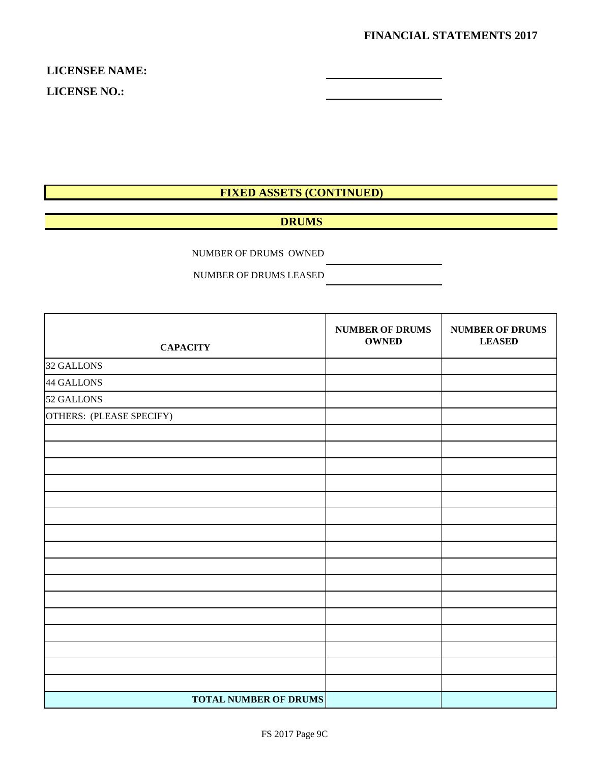LICENSEE NAME: \_\_\_\_\_\_\_\_\_\_\_\_\_\_\_\_\_\_\_\_

LICENSE NO.: \_\_\_\_\_\_\_\_\_\_\_\_\_\_\_\_\_\_\_\_

## FIXED ASSETS (CONTINUED)

### DRUMS

NUMBER OF DRUMS OWNED \_\_\_\_\_\_\_\_\_\_\_\_\_\_\_\_\_\_\_\_

NUMBER OF DRUMS LEASED \_\_\_\_\_\_\_\_\_\_\_\_\_\_\_\_\_\_\_\_

| CAPACITY | NUMBER OF DRUMS OWNED | NUMBER OF DRUMS LEASED |
|---|---|---|
| 32 GALLONS | | |
| 44 GALLONS | | |
| 52 GALLONS | | |
| OTHERS: (PLEASE SPECIFY) | | |
| | | |
| | | |
| | | |
| | | |
| | | |
| | | |
| | | |
| | | |
| | | |
| | | |
| | | |
| | | |
| | | |
| | | |
| | | |
| | | |
| **TOTAL NUMBER OF DRUMS** | | |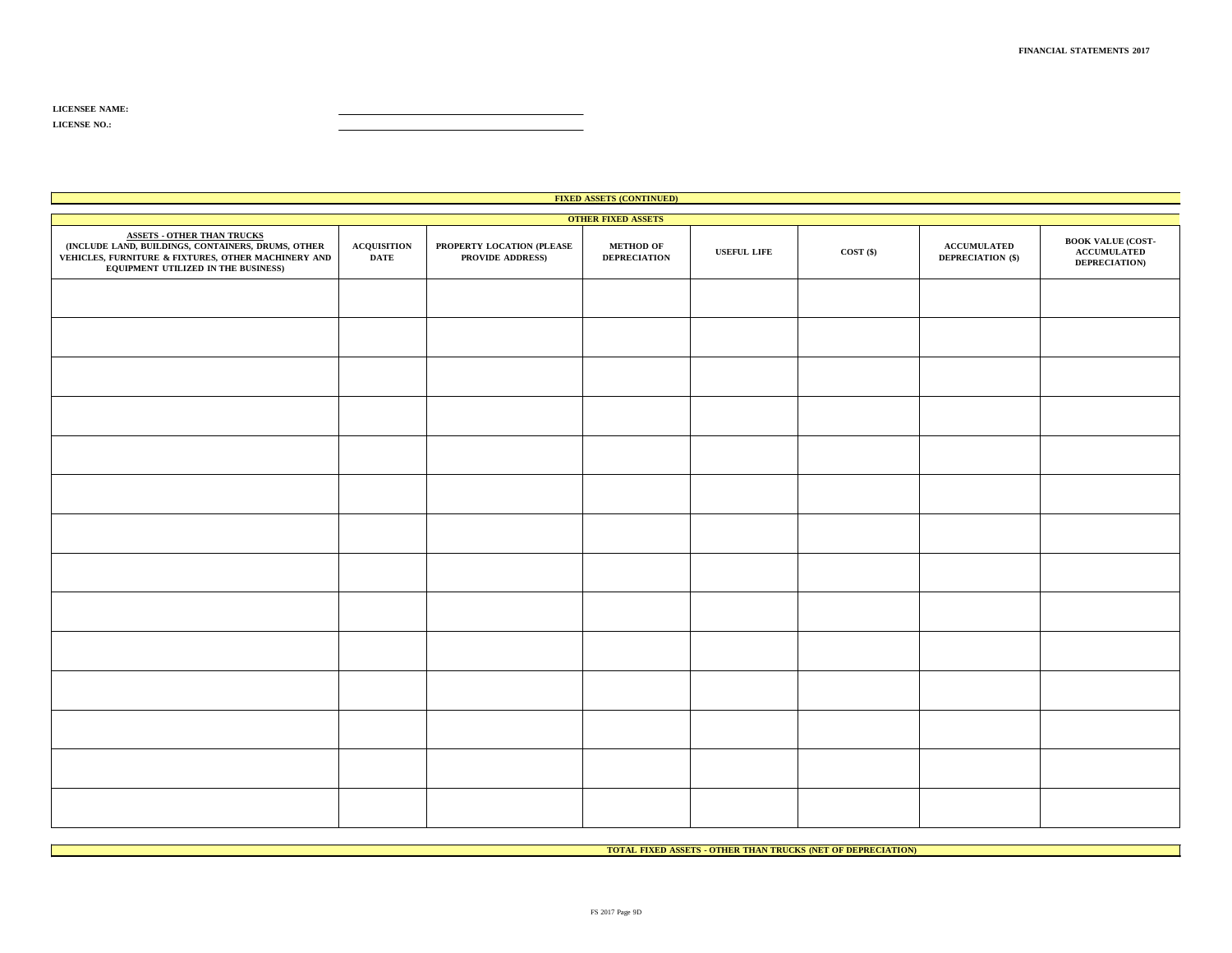FINANCIAL STATEMENTS 2017

**LICENSEE NAME:** ______________________________

**LICENSE NO.:** ______________________________

**FIXED ASSETS (CONTINUED)**

**OTHER FIXED ASSETS**

| ASSETS - OTHER THAN TRUCKS (INCLUDE LAND, BUILDINGS, CONTAINERS, DRUMS, OTHER VEHICLES, FURNITURE & FIXTURES, OTHER MACHINERY AND EQUIPMENT UTILIZED IN THE BUSINESS) | ACQUISITION DATE | PROPERTY LOCATION (PLEASE PROVIDE ADDRESS) | METHOD OF DEPRECIATION | USEFUL LIFE | COST ($) | ACCUMULATED DEPRECIATION ($) | BOOK VALUE (COST-ACCUMULATED DEPRECIATION) |
|---|---|---|---|---|---|---|---|
| | | | | | | | |
| | | | | | | | |
| | | | | | | | |
| | | | | | | | |
| | | | | | | | |
| | | | | | | | |
| | | | | | | | |
| | | | | | | | |
| | | | | | | | |
| | | | | | | | |
| | | | | | | | |
| | | | | | | | |
| | | | | | | | |
| | | | | | | | |

**TOTAL FIXED ASSETS - OTHER THAN TRUCKS (NET OF DEPRECIATION)**

FS 2017 Page 9D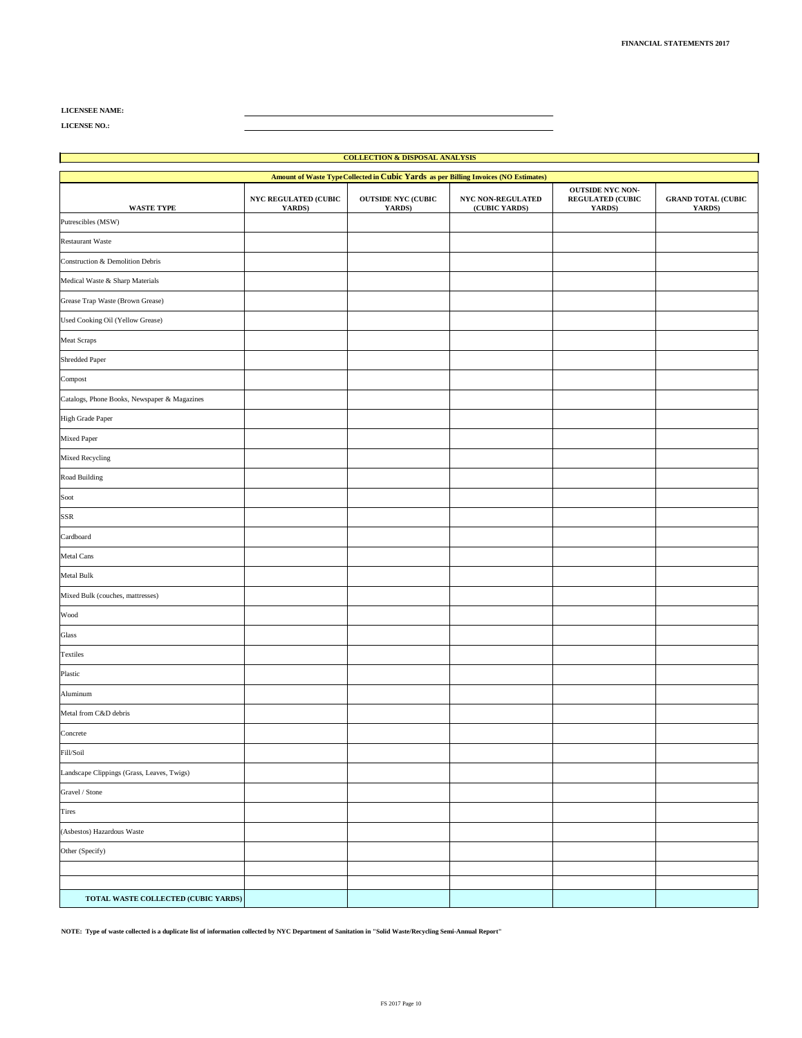**LICENSEE NAME:** \_\_\_\_\_\_\_\_\_\_\_\_\_\_\_\_\_\_\_\_\_\_\_\_\_\_\_\_\_\_\_\_\_\_\_\_\_\_\_\_

**LICENSE NO.:** \_\_\_\_\_\_\_\_\_\_\_\_\_\_\_\_\_\_\_\_\_\_\_\_\_\_\_\_\_\_\_\_\_\_\_\_\_\_\_\_

## COLLECTION & DISPOSAL ANALYSIS

| Amount of Waste Type Collected in Cubic Yards as per Billing Invoices (NO Estimates) | | | | | |
|---|---|---|---|---|---|
| **WASTE TYPE** | **NYC REGULATED (CUBIC YARDS)** | **OUTSIDE NYC (CUBIC YARDS)** | **NYC NON-REGULATED (CUBIC YARDS)** | **OUTSIDE NYC NON-REGULATED (CUBIC YARDS)** | **GRAND TOTAL (CUBIC YARDS)** |
| Putrescibles (MSW) | | | | | |
| Restaurant Waste | | | | | |
| Construction & Demolition Debris | | | | | |
| Medical Waste & Sharp Materials | | | | | |
| Grease Trap Waste (Brown Grease) | | | | | |
| Used Cooking Oil (Yellow Grease) | | | | | |
| Meat Scraps | | | | | |
| Shredded Paper | | | | | |
| Compost | | | | | |
| Catalogs, Phone Books, Newspaper & Magazines | | | | | |
| High Grade Paper | | | | | |
| Mixed Paper | | | | | |
| Mixed Recycling | | | | | |
| Road Building | | | | | |
| Soot | | | | | |
| SSR | | | | | |
| Cardboard | | | | | |
| Metal Cans | | | | | |
| Metal Bulk | | | | | |
| Mixed Bulk (couches, mattresses) | | | | | |
| Wood | | | | | |
| Glass | | | | | |
| Textiles | | | | | |
| Plastic | | | | | |
| Aluminum | | | | | |
| Metal from C&D debris | | | | | |
| Concrete | | | | | |
| Fill/Soil | | | | | |
| Landscape Clippings (Grass, Leaves, Twigs) | | | | | |
| Gravel / Stone | | | | | |
| Tires | | | | | |
| (Asbestos) Hazardous Waste | | | | | |
| Other (Specify) | | | | | |
| | | | | | |
| | | | | | |
| **TOTAL WASTE COLLECTED (CUBIC YARDS)** | | | | | |

**NOTE: Type of waste collected is a duplicate list of information collected by NYC Department of Sanitation in "Solid Waste/Recycling Semi-Annual Report"**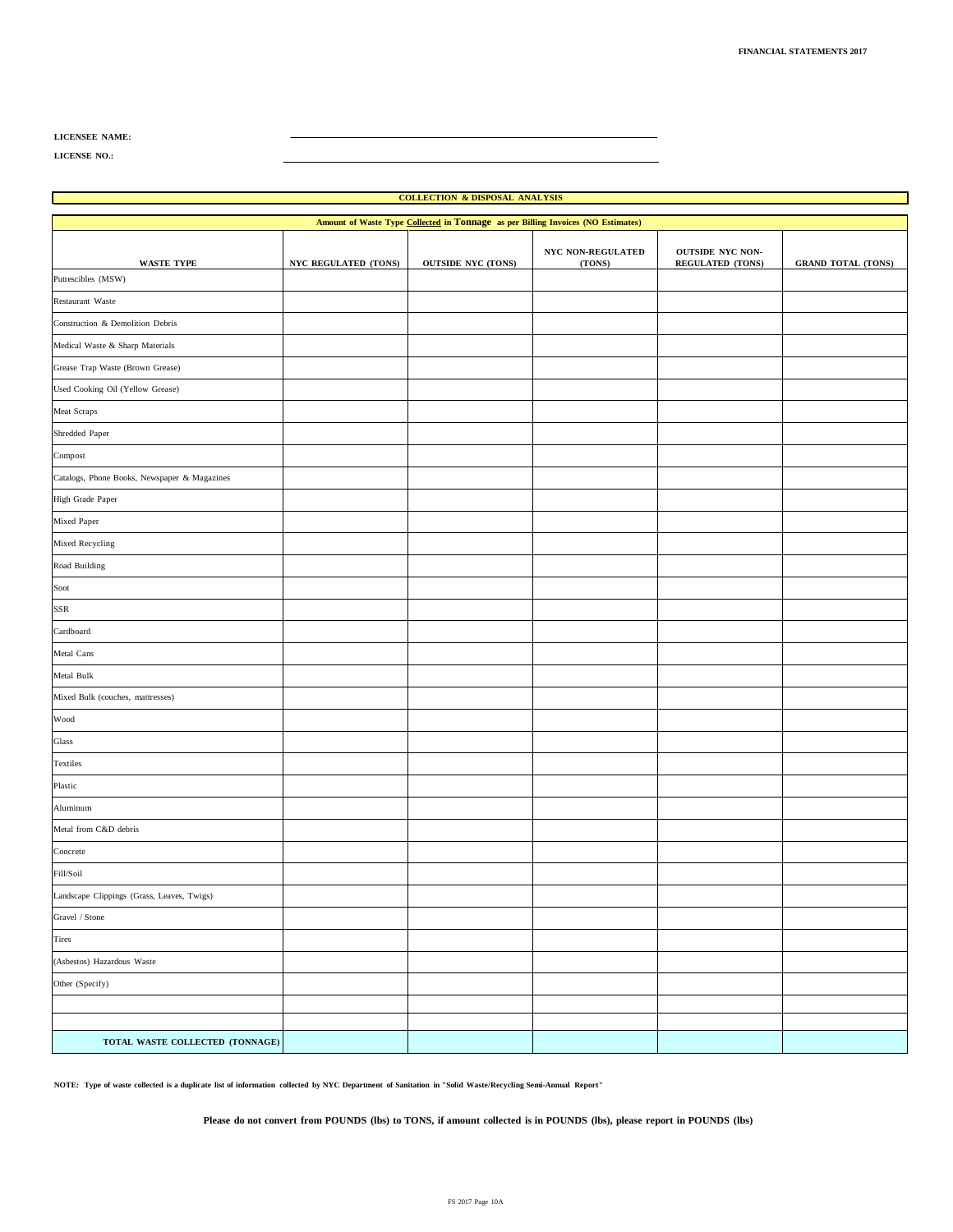FINANCIAL STATEMENTS 2017

**LICENSEE NAME:** ______________________________

**LICENSE NO.:** ______________________________

**COLLECTION & DISPOSAL ANALYSIS**

| Amount of Waste Type <u>Collected</u> in **Tonnage** as per Billing Invoices (NO Estimates) | | | | | |
|---|---|---|---|---|---|
| **WASTE TYPE** | **NYC REGULATED (TONS)** | **OUTSIDE NYC (TONS)** | **NYC NON-REGULATED (TONS)** | **OUTSIDE NYC NON-REGULATED (TONS)** | **GRAND TOTAL (TONS)** |
| Putrescibles (MSW) | | | | | |
| Restaurant Waste | | | | | |
| Construction & Demolition Debris | | | | | |
| Medical Waste & Sharp Materials | | | | | |
| Grease Trap Waste (Brown Grease) | | | | | |
| Used Cooking Oil (Yellow Grease) | | | | | |
| Meat Scraps | | | | | |
| Shredded Paper | | | | | |
| Compost | | | | | |
| Catalogs, Phone Books, Newspaper & Magazines | | | | | |
| High Grade Paper | | | | | |
| Mixed Paper | | | | | |
| Mixed Recycling | | | | | |
| Road Building | | | | | |
| Soot | | | | | |
| SSR | | | | | |
| Cardboard | | | | | |
| Metal Cans | | | | | |
| Metal Bulk | | | | | |
| Mixed Bulk (couches, mattresses) | | | | | |
| Wood | | | | | |
| Glass | | | | | |
| Textiles | | | | | |
| Plastic | | | | | |
| Aluminum | | | | | |
| Metal from C&D debris | | | | | |
| Concrete | | | | | |
| Fill/Soil | | | | | |
| Landscape Clippings (Grass, Leaves, Twigs) | | | | | |
| Gravel / Stone | | | | | |
| Tires | | | | | |
| (Asbestos) Hazardous Waste | | | | | |
| Other (Specify) | | | | | |
| | | | | | |
| | | | | | |
| **TOTAL WASTE COLLECTED (TONNAGE)** | | | | | |

**NOTE: Type of waste collected is a duplicate list of information collected by NYC Department of Sanitation in "Solid Waste/Recycling Semi-Annual Report"**

**Please do not convert from POUNDS (lbs) to TONS, if amount collected is in POUNDS (lbs), please report in POUNDS (lbs)**

FS 2017 Page 10A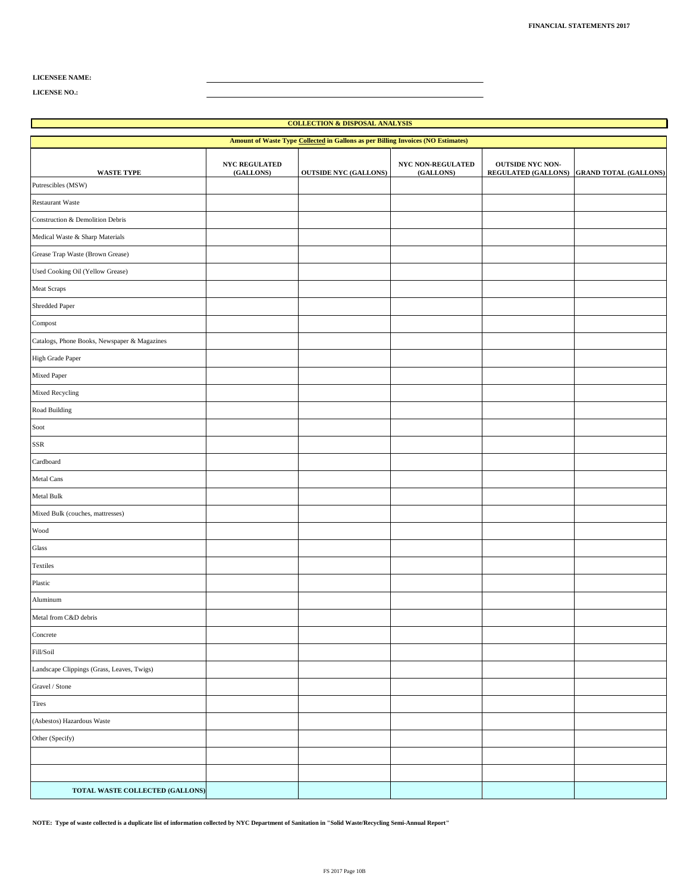**LICENSEE NAME:** \_\_\_\_\_\_\_\_\_\_\_\_\_\_\_\_\_\_\_\_

**LICENSE NO.:** \_\_\_\_\_\_\_\_\_\_\_\_\_\_\_\_\_\_\_\_

## COLLECTION & DISPOSAL ANALYSIS

**Amount of Waste Type Collected in Gallons as per Billing Invoices (NO Estimates)**

| WASTE TYPE | NYC REGULATED (GALLONS) | OUTSIDE NYC (GALLONS) | NYC NON-REGULATED (GALLONS) | OUTSIDE NYC NON-REGULATED (GALLONS) | GRAND TOTAL (GALLONS) |
|---|---|---|---|---|---|
| Putrescibles (MSW) | | | | | |
| Restaurant Waste | | | | | |
| Construction & Demolition Debris | | | | | |
| Medical Waste & Sharp Materials | | | | | |
| Grease Trap Waste (Brown Grease) | | | | | |
| Used Cooking Oil (Yellow Grease) | | | | | |
| Meat Scraps | | | | | |
| Shredded Paper | | | | | |
| Compost | | | | | |
| Catalogs, Phone Books, Newspaper & Magazines | | | | | |
| High Grade Paper | | | | | |
| Mixed Paper | | | | | |
| Mixed Recycling | | | | | |
| Road Building | | | | | |
| Soot | | | | | |
| SSR | | | | | |
| Cardboard | | | | | |
| Metal Cans | | | | | |
| Metal Bulk | | | | | |
| Mixed Bulk (couches, mattresses) | | | | | |
| Wood | | | | | |
| Glass | | | | | |
| Textiles | | | | | |
| Plastic | | | | | |
| Aluminum | | | | | |
| Metal from C&D debris | | | | | |
| Concrete | | | | | |
| Fill/Soil | | | | | |
| Landscape Clippings (Grass, Leaves, Twigs) | | | | | |
| Gravel / Stone | | | | | |
| Tires | | | | | |
| (Asbestos) Hazardous Waste | | | | | |
| Other (Specify) | | | | | |
| | | | | | |
| | | | | | |
| **TOTAL WASTE COLLECTED (GALLONS)** | | | | | |

**NOTE: Type of waste collected is a duplicate list of information collected by NYC Department of Sanitation in "Solid Waste/Recycling Semi-Annual Report"**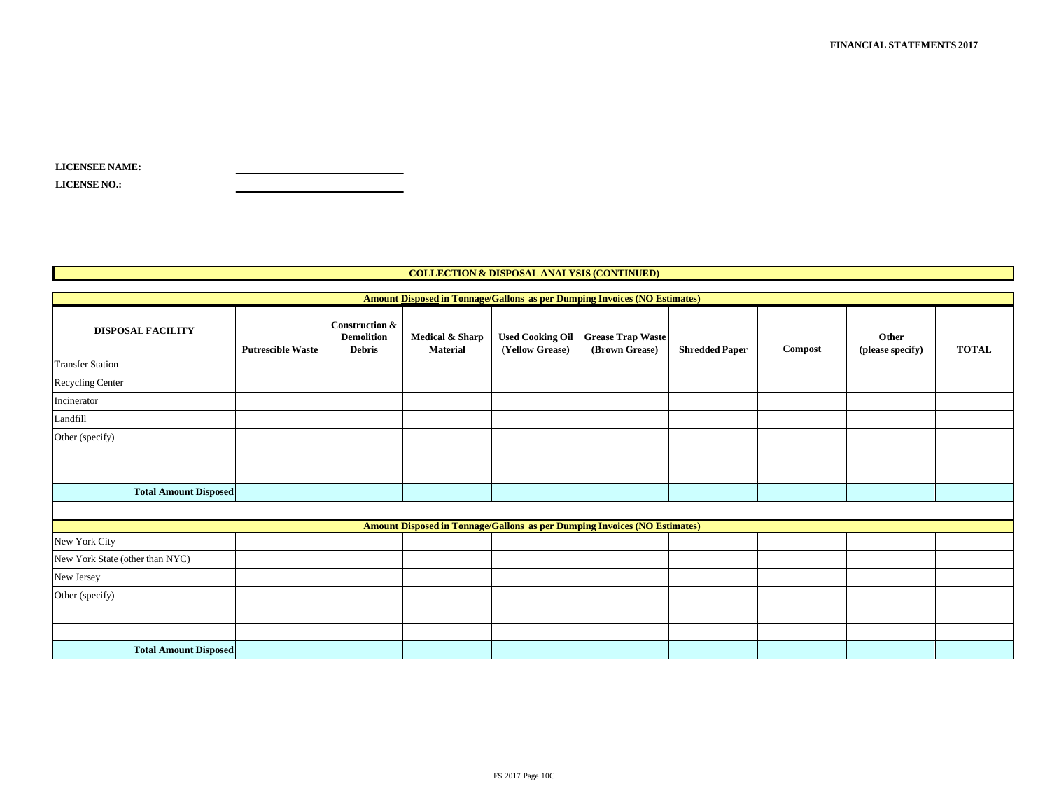**LICENSEE NAME:** ______________________

**LICENSE NO.:** ______________________

## COLLECTION & DISPOSAL ANALYSIS (CONTINUED)

**Amount Disposed in Tonnage/Gallons as per Dumping Invoices (NO Estimates)**

| DISPOSAL FACILITY | Putrescible Waste | Construction & Demolition Debris | Medical & Sharp Material | Used Cooking Oil (Yellow Grease) | Grease Trap Waste (Brown Grease) | Shredded Paper | Compost | Other (please specify) | TOTAL |
|---|---|---|---|---|---|---|---|---|---|
| Transfer Station | | | | | | | | | |
| Recycling Center | | | | | | | | | |
| Incinerator | | | | | | | | | |
| Landfill | | | | | | | | | |
| Other (specify) | | | | | | | | | |
| | | | | | | | | | |
| | | | | | | | | | |
| **Total Amount Disposed** | | | | | | | | | |

**Amount Disposed in Tonnage/Gallons as per Dumping Invoices (NO Estimates)**

| | Putrescible Waste | Construction & Demolition Debris | Medical & Sharp Material | Used Cooking Oil (Yellow Grease) | Grease Trap Waste (Brown Grease) | Shredded Paper | Compost | Other (please specify) | TOTAL |
|---|---|---|---|---|---|---|---|---|---|
| New York City | | | | | | | | | |
| New York State (other than NYC) | | | | | | | | | |
| New Jersey | | | | | | | | | |
| Other (specify) | | | | | | | | | |
| | | | | | | | | | |
| | | | | | | | | | |
| **Total Amount Disposed** | | | | | | | | | |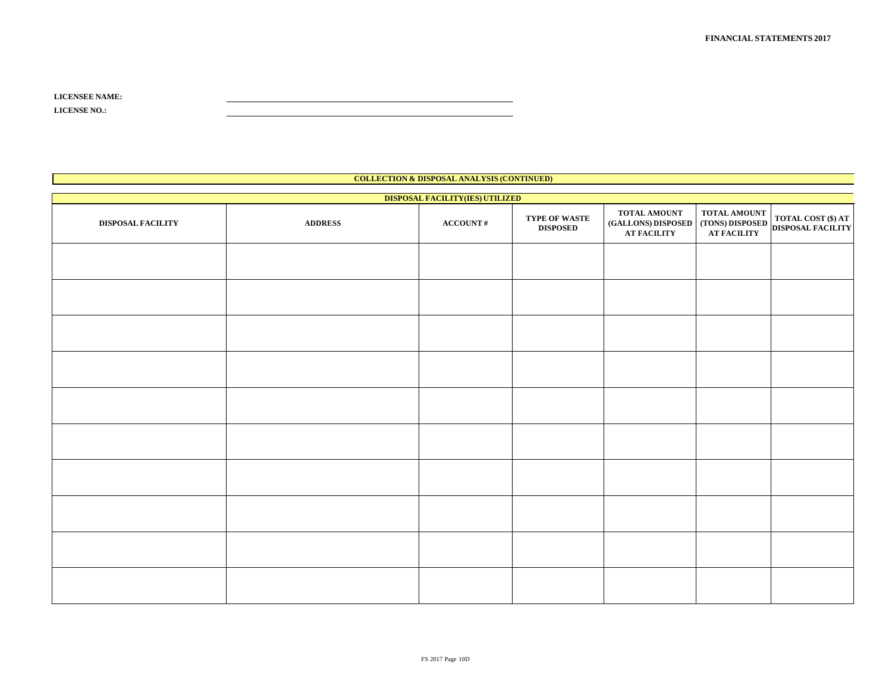**LICENSEE NAME:** ______________________________

**LICENSE NO.:** ______________________________

**COLLECTION & DISPOSAL ANALYSIS (CONTINUED)**

**DISPOSAL FACILITY(IES) UTILIZED**

| DISPOSAL FACILITY | ADDRESS | ACCOUNT # | TYPE OF WASTE DISPOSED | TOTAL AMOUNT (GALLONS) DISPOSED AT FACILITY | TOTAL AMOUNT (TONS) DISPOSED AT FACILITY | TOTAL COST ($) AT DISPOSAL FACILITY |
|---|---|---|---|---|---|---|
| | | | | | | |
| | | | | | | |
| | | | | | | |
| | | | | | | |
| | | | | | | |
| | | | | | | |
| | | | | | | |
| | | | | | | |
| | | | | | | |
| | | | | | | |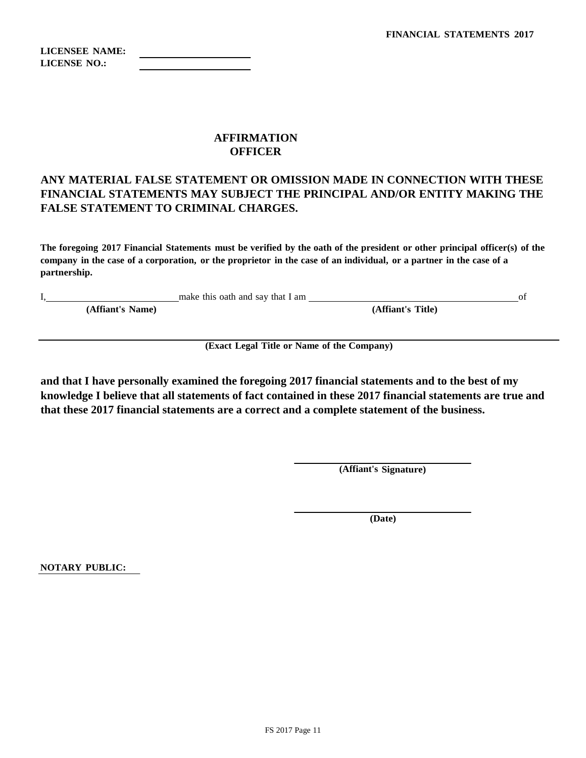**LICENSEE NAME:** \_\_\_\_\_\_\_\_\_\_\_\_\_\_\_\_\_\_\_\_

**LICENSE NO.:** \_\_\_\_\_\_\_\_\_\_\_\_\_\_\_\_\_\_\_\_

# AFFIRMATION
# OFFICER

## ANY MATERIAL FALSE STATEMENT OR OMISSION MADE IN CONNECTION WITH THESE FINANCIAL STATEMENTS MAY SUBJECT THE PRINCIPAL AND/OR ENTITY MAKING THE FALSE STATEMENT TO CRIMINAL CHARGES.

**The foregoing 2017 Financial Statements must be verified by the oath of the president or other principal officer(s) of the company in the case of a corporation, or the proprietor in the case of an individual, or a partner in the case of a partnership.**

I, \_\_\_\_\_\_\_\_\_\_\_\_\_\_\_\_\_\_\_\_ make this oath and say that I am \_\_\_\_\_\_\_\_\_\_\_\_\_\_\_\_\_\_\_\_\_\_\_\_\_\_\_\_\_\_ of

**(Affiant's Name)** **(Affiant's Title)**

\_\_\_\_\_\_\_\_\_\_\_\_\_\_\_\_\_\_\_\_\_\_\_\_\_\_\_\_\_\_\_\_\_\_\_\_\_\_\_\_\_\_\_\_\_\_\_\_\_\_\_\_\_\_\_\_\_\_

**(Exact Legal Title or Name of the Company)**

**and that I have personally examined the foregoing 2017 financial statements and to the best of my knowledge I believe that all statements of fact contained in these 2017 financial statements are true and that these 2017 financial statements are a correct and a complete statement of the business.**

\_\_\_\_\_\_\_\_\_\_\_\_\_\_\_\_\_\_\_\_\_\_\_\_\_\_\_\_

**(Affiant's Signature)**

\_\_\_\_\_\_\_\_\_\_\_\_\_\_\_\_\_\_\_\_\_\_\_\_\_\_\_\_

**(Date)**

**NOTARY PUBLIC:**